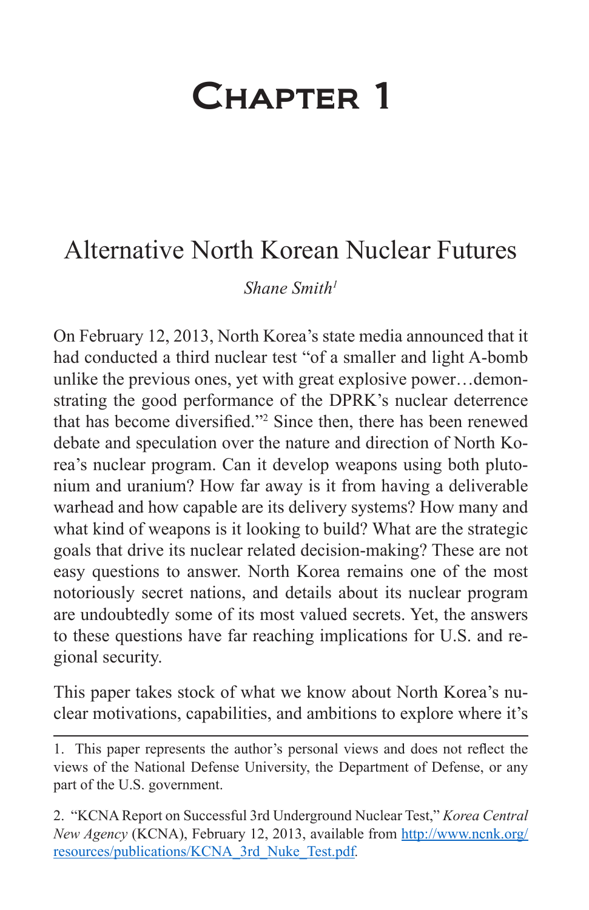# Chapter 1

## Alternative North Korean Nuclear Futures

*Shane Smith*[1]

On February 12, 2013, North Korea's state media announced that it had conducted a third nuclear test "of a smaller and light A-bomb unlike the previous ones, yet with great explosive power…demonstrating the good performance of the DPRK's nuclear deterrence that has become diversified."[2] Since then, there has been renewed debate and speculation over the nature and direction of North Korea's nuclear program. Can it develop weapons using both plutonium and uranium? How far away is it from having a deliverable warhead and how capable are its delivery systems? How many and what kind of weapons is it looking to build? What are the strategic goals that drive its nuclear related decision-making? These are not easy questions to answer. North Korea remains one of the most notoriously secret nations, and details about its nuclear program are undoubtedly some of its most valued secrets. Yet, the answers to these questions have far reaching implications for U.S. and regional security.

This paper takes stock of what we know about North Korea's nuclear motivations, capabilities, and ambitions to explore where it's

---

1. This paper represents the author's personal views and does not reflect the views of the National Defense University, the Department of Defense, or any part of the U.S. government.

2. "KCNA Report on Successful 3rd Underground Nuclear Test," *Korea Central New Agency* (KCNA), February 12, 2013, available from http://www.ncnk.org/resources/publications/KCNA_3rd_Nuke_Test.pdf.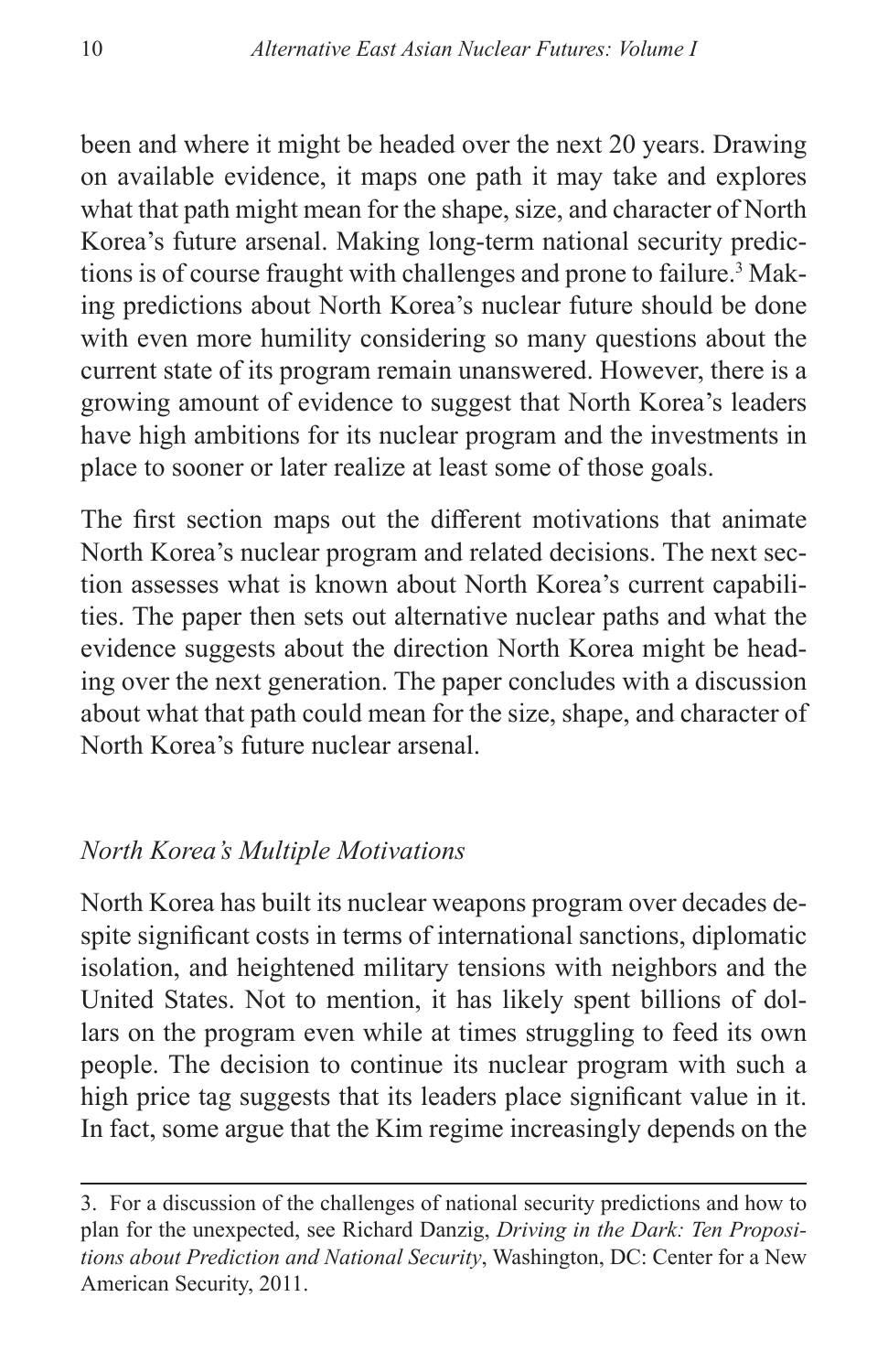been and where it might be headed over the next 20 years. Drawing on available evidence, it maps one path it may take and explores what that path might mean for the shape, size, and character of North Korea's future arsenal. Making long-term national security predictions is of course fraught with challenges and prone to failure.[3] Making predictions about North Korea's nuclear future should be done with even more humility considering so many questions about the current state of its program remain unanswered. However, there is a growing amount of evidence to suggest that North Korea's leaders have high ambitions for its nuclear program and the investments in place to sooner or later realize at least some of those goals.

The first section maps out the different motivations that animate North Korea's nuclear program and related decisions. The next section assesses what is known about North Korea's current capabilities. The paper then sets out alternative nuclear paths and what the evidence suggests about the direction North Korea might be heading over the next generation. The paper concludes with a discussion about what that path could mean for the size, shape, and character of North Korea's future nuclear arsenal.

### *North Korea's Multiple Motivations*

North Korea has built its nuclear weapons program over decades despite significant costs in terms of international sanctions, diplomatic isolation, and heightened military tensions with neighbors and the United States. Not to mention, it has likely spent billions of dollars on the program even while at times struggling to feed its own people. The decision to continue its nuclear program with such a high price tag suggests that its leaders place significant value in it. In fact, some argue that the Kim regime increasingly depends on the

---

3. For a discussion of the challenges of national security predictions and how to plan for the unexpected, see Richard Danzig, *Driving in the Dark: Ten Propositions about Prediction and National Security*, Washington, DC: Center for a New American Security, 2011.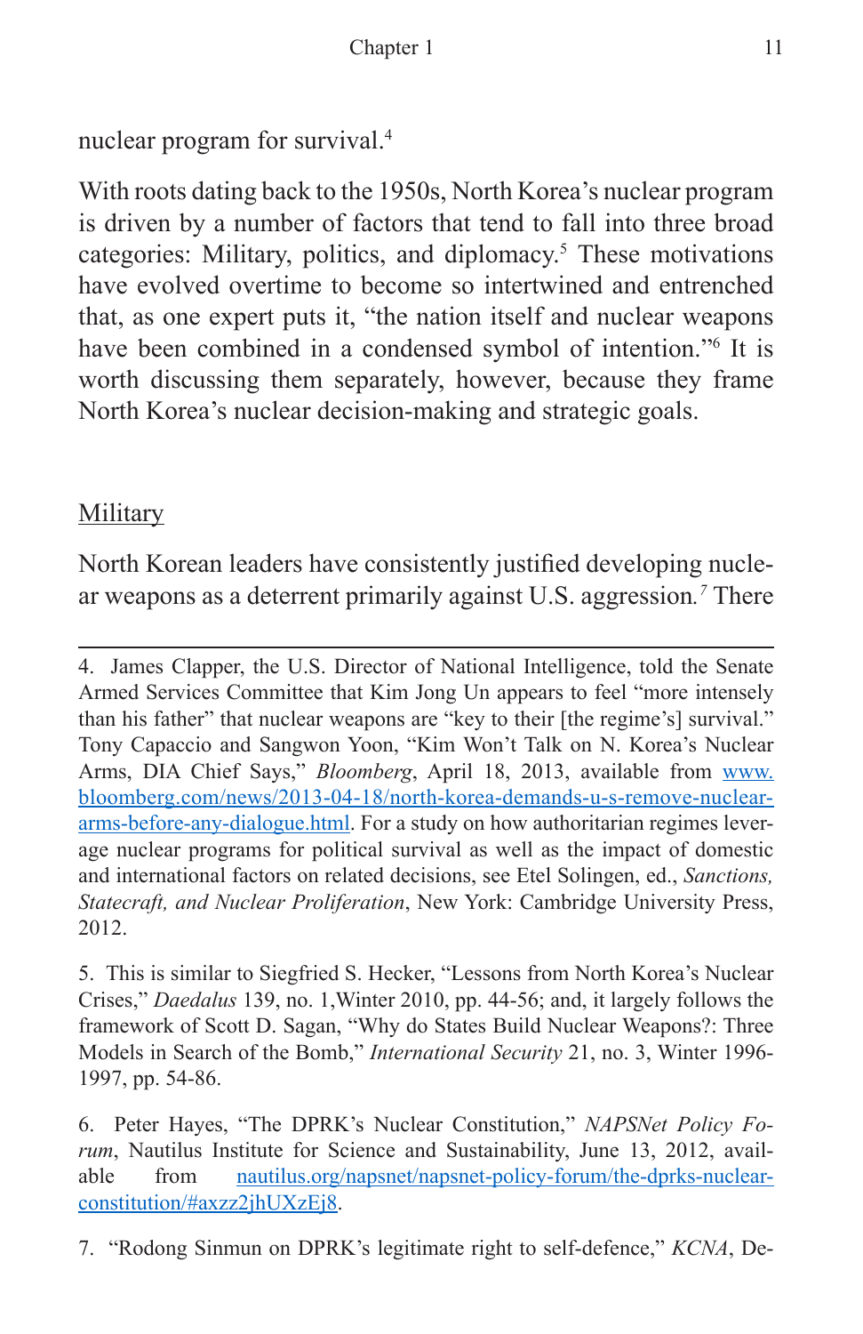nuclear program for survival.[4]

With roots dating back to the 1950s, North Korea's nuclear program is driven by a number of factors that tend to fall into three broad categories: Military, politics, and diplomacy.[5] These motivations have evolved overtime to become so intertwined and entrenched that, as one expert puts it, "the nation itself and nuclear weapons have been combined in a condensed symbol of intention."[6] It is worth discussing them separately, however, because they frame North Korea's nuclear decision-making and strategic goals.

## Military

North Korean leaders have consistently justified developing nuclear weapons as a deterrent primarily against U.S. aggression.[7] There

---

4. James Clapper, the U.S. Director of National Intelligence, told the Senate Armed Services Committee that Kim Jong Un appears to feel "more intensely than his father" that nuclear weapons are "key to their [the regime's] survival." Tony Capaccio and Sangwon Yoon, "Kim Won't Talk on N. Korea's Nuclear Arms, DIA Chief Says," *Bloomberg*, April 18, 2013, available from [www.bloomberg.com/news/2013-04-18/north-korea-demands-u-s-remove-nuclear-arms-before-any-dialogue.html](www.bloomberg.com/news/2013-04-18/north-korea-demands-u-s-remove-nuclear-arms-before-any-dialogue.html). For a study on how authoritarian regimes leverage nuclear programs for political survival as well as the impact of domestic and international factors on related decisions, see Etel Solingen, ed., *Sanctions, Statecraft, and Nuclear Proliferation*, New York: Cambridge University Press, 2012.

5. This is similar to Siegfried S. Hecker, "Lessons from North Korea's Nuclear Crises," *Daedalus* 139, no. 1,Winter 2010, pp. 44-56; and, it largely follows the framework of Scott D. Sagan, "Why do States Build Nuclear Weapons?: Three Models in Search of the Bomb," *International Security* 21, no. 3, Winter 1996-1997, pp. 54-86.

6. Peter Hayes, "The DPRK's Nuclear Constitution," *NAPSNet Policy Forum*, Nautilus Institute for Science and Sustainability, June 13, 2012, available from [nautilus.org/napsnet/napsnet-policy-forum/the-dprks-nuclear-constitution/#axzz2jhUXzEj8](nautilus.org/napsnet/napsnet-policy-forum/the-dprks-nuclear-constitution/#axzz2jhUXzEj8).

7. "Rodong Sinmun on DPRK's legitimate right to self-defence," *KCNA*, De-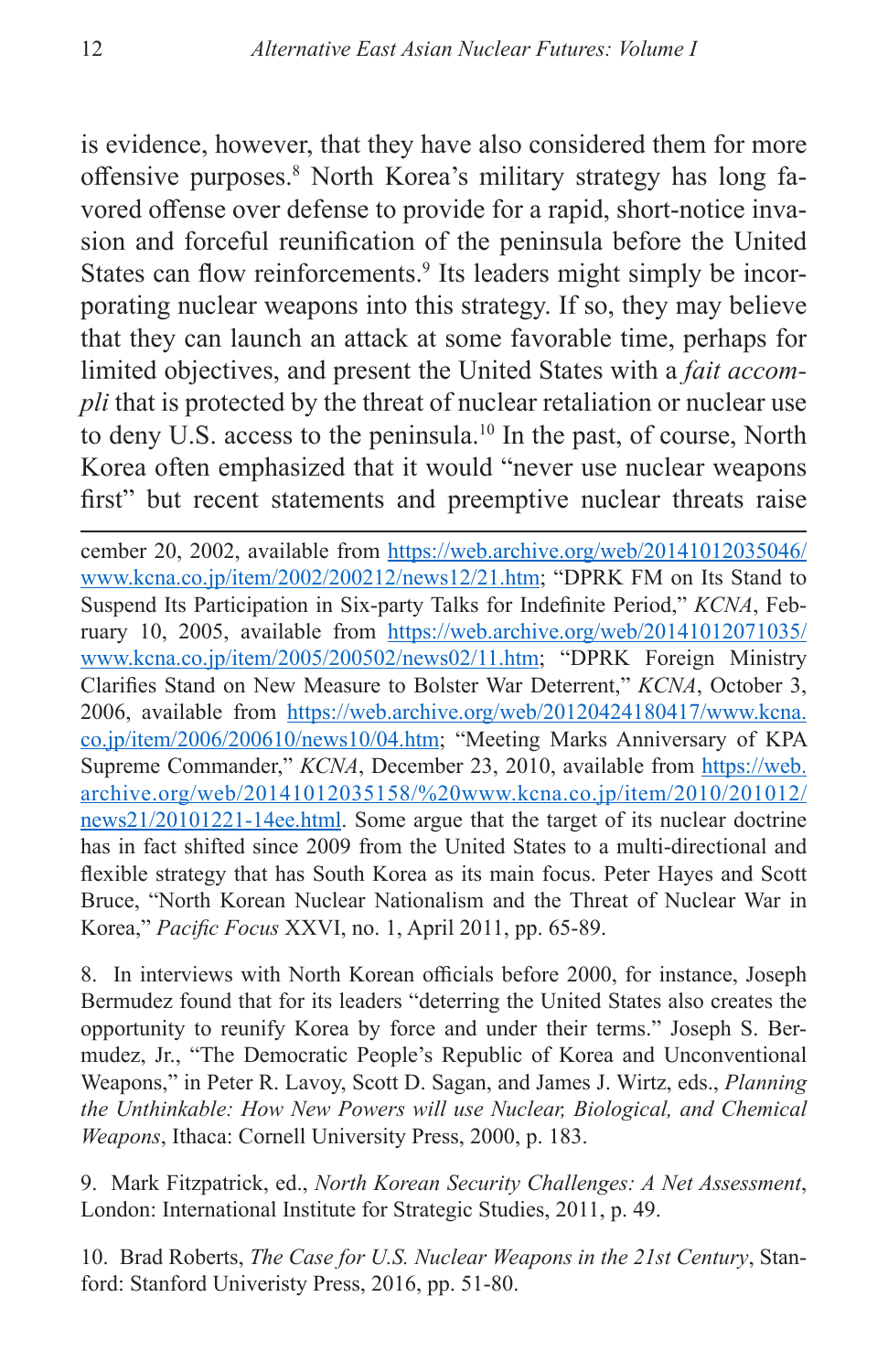is evidence, however, that they have also considered them for more offensive purposes.[8] North Korea's military strategy has long favored offense over defense to provide for a rapid, short-notice invasion and forceful reunification of the peninsula before the United States can flow reinforcements.[9] Its leaders might simply be incorporating nuclear weapons into this strategy. If so, they may believe that they can launch an attack at some favorable time, perhaps for limited objectives, and present the United States with a *fait accompli* that is protected by the threat of nuclear retaliation or nuclear use to deny U.S. access to the peninsula.[10] In the past, of course, North Korea often emphasized that it would "never use nuclear weapons first" but recent statements and preemptive nuclear threats raise

---

cember 20, 2002, available from https://web.archive.org/web/20141012035046/www.kcna.co.jp/item/2002/200212/news12/21.htm; "DPRK FM on Its Stand to Suspend Its Participation in Six-party Talks for Indefinite Period," *KCNA*, February 10, 2005, available from https://web.archive.org/web/20141012071035/www.kcna.co.jp/item/2005/200502/news02/11.htm; "DPRK Foreign Ministry Clarifies Stand on New Measure to Bolster War Deterrent," *KCNA*, October 3, 2006, available from https://web.archive.org/web/20120424180417/www.kcna.co.jp/item/2006/200610/news10/04.htm; "Meeting Marks Anniversary of KPA Supreme Commander," *KCNA*, December 23, 2010, available from https://web.archive.org/web/20141012035158/%20www.kcna.co.jp/item/2010/201012/news21/20101221-14ee.html. Some argue that the target of its nuclear doctrine has in fact shifted since 2009 from the United States to a multi-directional and flexible strategy that has South Korea as its main focus. Peter Hayes and Scott Bruce, "North Korean Nuclear Nationalism and the Threat of Nuclear War in Korea," *Pacific Focus* XXVI, no. 1, April 2011, pp. 65-89.

8. In interviews with North Korean officials before 2000, for instance, Joseph Bermudez found that for its leaders "deterring the United States also creates the opportunity to reunify Korea by force and under their terms." Joseph S. Bermudez, Jr., "The Democratic People's Republic of Korea and Unconventional Weapons," in Peter R. Lavoy, Scott D. Sagan, and James J. Wirtz, eds., *Planning the Unthinkable: How New Powers will use Nuclear, Biological, and Chemical Weapons*, Ithaca: Cornell University Press, 2000, p. 183.

9. Mark Fitzpatrick, ed., *North Korean Security Challenges: A Net Assessment*, London: International Institute for Strategic Studies, 2011, p. 49.

10. Brad Roberts, *The Case for U.S. Nuclear Weapons in the 21st Century*, Stanford: Stanford Univeristy Press, 2016, pp. 51-80.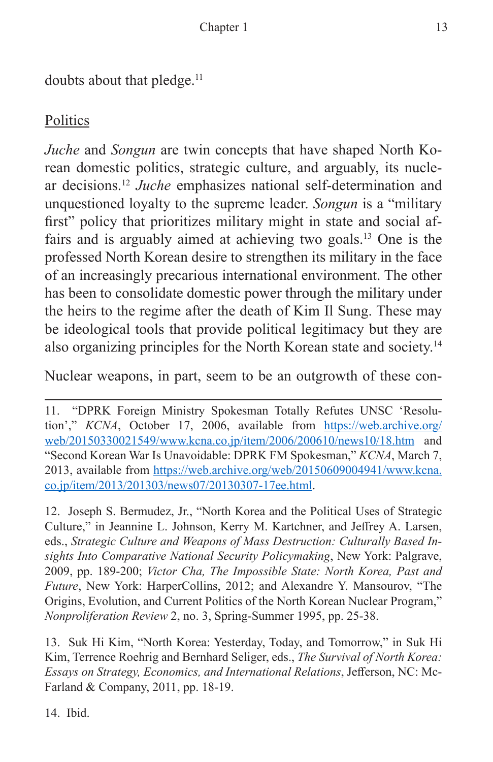doubts about that pledge.[11]

Politics

*Juche* and *Songun* are twin concepts that have shaped North Korean domestic politics, strategic culture, and arguably, its nuclear decisions.[12] *Juche* emphasizes national self-determination and unquestioned loyalty to the supreme leader. *Songun* is a "military first" policy that prioritizes military might in state and social affairs and is arguably aimed at achieving two goals.[13] One is the professed North Korean desire to strengthen its military in the face of an increasingly precarious international environment. The other has been to consolidate domestic power through the military under the heirs to the regime after the death of Kim Il Sung. These may be ideological tools that provide political legitimacy but they are also organizing principles for the North Korean state and society.[14]

Nuclear weapons, in part, seem to be an outgrowth of these con-

---

11. "DPRK Foreign Ministry Spokesman Totally Refutes UNSC 'Resolution'," *KCNA*, October 17, 2006, available from [https://web.archive.org/web/20150330021549/www.kcna.co.jp/item/2006/200610/news10/18.htm](https://web.archive.org/web/20150330021549/www.kcna.co.jp/item/2006/200610/news10/18.htm) and "Second Korean War Is Unavoidable: DPRK FM Spokesman," *KCNA*, March 7, 2013, available from [https://web.archive.org/web/20150609004941/www.kcna.co.jp/item/2013/201303/news07/20130307-17ee.html](https://web.archive.org/web/20150609004941/www.kcna.co.jp/item/2013/201303/news07/20130307-17ee.html).

12. Joseph S. Bermudez, Jr., "North Korea and the Political Uses of Strategic Culture," in Jeannine L. Johnson, Kerry M. Kartchner, and Jeffrey A. Larsen, eds., *Strategic Culture and Weapons of Mass Destruction: Culturally Based Insights Into Comparative National Security Policymaking*, New York: Palgrave, 2009, pp. 189-200; *Victor Cha, The Impossible State: North Korea, Past and Future*, New York: HarperCollins, 2012; and Alexandre Y. Mansourov, "The Origins, Evolution, and Current Politics of the North Korean Nuclear Program," *Nonproliferation Review* 2, no. 3, Spring-Summer 1995, pp. 25-38.

13. Suk Hi Kim, "North Korea: Yesterday, Today, and Tomorrow," in Suk Hi Kim, Terrence Roehrig and Bernhard Seliger, eds., *The Survival of North Korea: Essays on Strategy, Economics, and International Relations*, Jefferson, NC: McFarland & Company, 2011, pp. 18-19.

14. Ibid.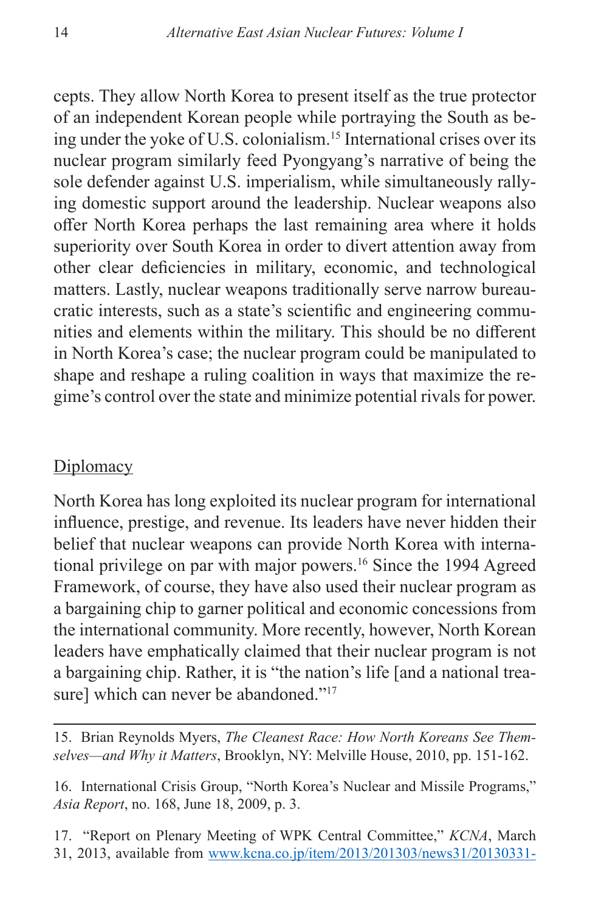cepts. They allow North Korea to present itself as the true protector of an independent Korean people while portraying the South as being under the yoke of U.S. colonialism.[15] International crises over its nuclear program similarly feed Pyongyang's narrative of being the sole defender against U.S. imperialism, while simultaneously rallying domestic support around the leadership. Nuclear weapons also offer North Korea perhaps the last remaining area where it holds superiority over South Korea in order to divert attention away from other clear deficiencies in military, economic, and technological matters. Lastly, nuclear weapons traditionally serve narrow bureaucratic interests, such as a state's scientific and engineering communities and elements within the military. This should be no different in North Korea's case; the nuclear program could be manipulated to shape and reshape a ruling coalition in ways that maximize the regime's control over the state and minimize potential rivals for power.

## Diplomacy

North Korea has long exploited its nuclear program for international influence, prestige, and revenue. Its leaders have never hidden their belief that nuclear weapons can provide North Korea with international privilege on par with major powers.[16] Since the 1994 Agreed Framework, of course, they have also used their nuclear program as a bargaining chip to garner political and economic concessions from the international community. More recently, however, North Korean leaders have emphatically claimed that their nuclear program is not a bargaining chip. Rather, it is "the nation's life [and a national treasure] which can never be abandoned."[17]

---

15. Brian Reynolds Myers, *The Cleanest Race: How North Koreans See Themselves—and Why it Matters*, Brooklyn, NY: Melville House, 2010, pp. 151-162.

16. International Crisis Group, "North Korea's Nuclear and Missile Programs," *Asia Report*, no. 168, June 18, 2009, p. 3.

17. "Report on Plenary Meeting of WPK Central Committee," *KCNA*, March 31, 2013, available from www.kcna.co.jp/item/2013/201303/news31/20130331-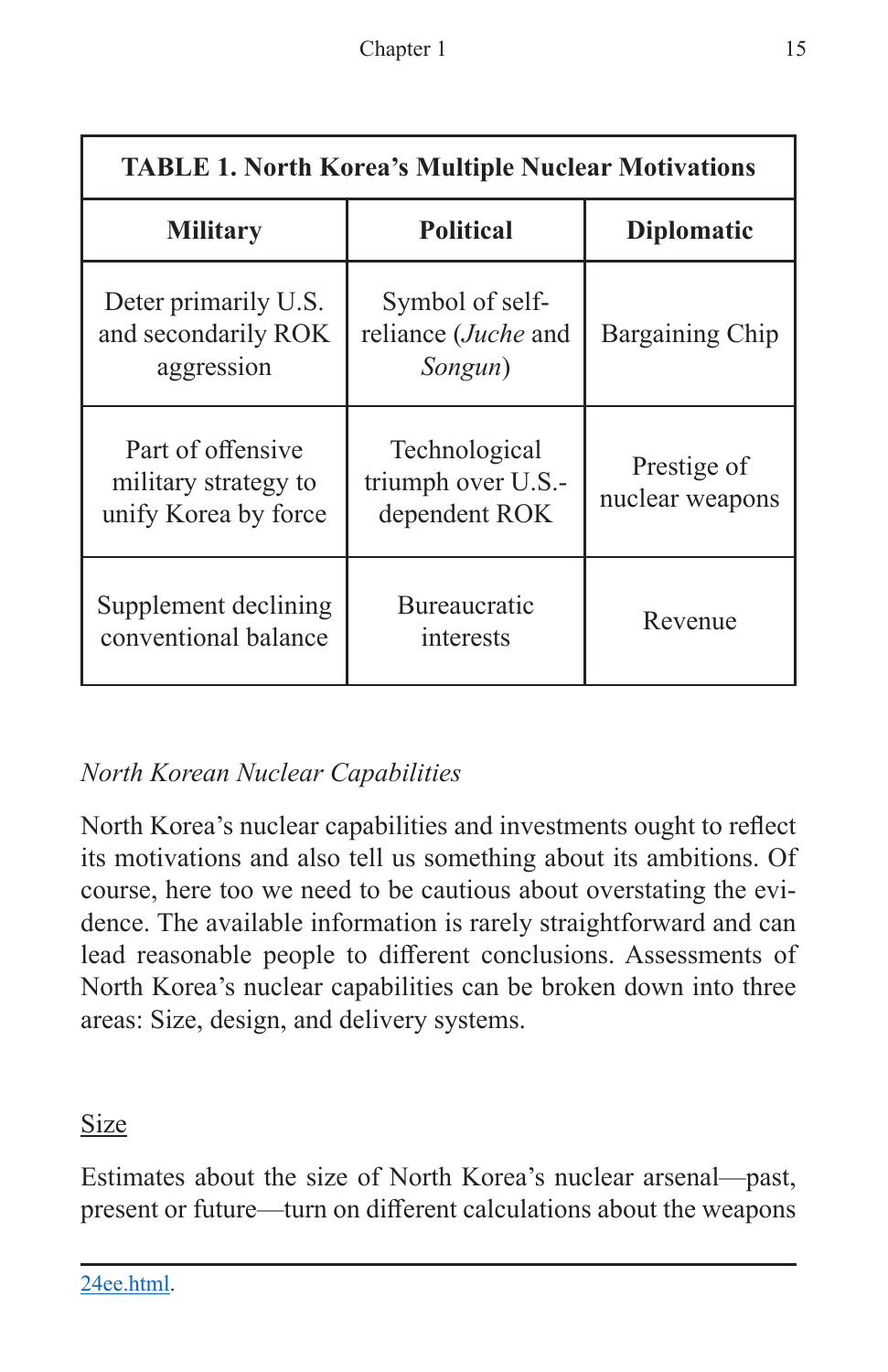**TABLE 1. North Korea's Multiple Nuclear Motivations**

| Military | Political | Diplomatic |
|---|---|---|
| Deter primarily U.S. and secondarily ROK aggression | Symbol of self-reliance (*Juche* and *Songun*) | Bargaining Chip |
| Part of offensive military strategy to unify Korea by force | Technological triumph over U.S.-dependent ROK | Prestige of nuclear weapons |
| Supplement declining conventional balance | Bureaucratic interests | Revenue |

*North Korean Nuclear Capabilities*

North Korea's nuclear capabilities and investments ought to reflect its motivations and also tell us something about its ambitions. Of course, here too we need to be cautious about overstating the evidence. The available information is rarely straightforward and can lead reasonable people to different conclusions. Assessments of North Korea's nuclear capabilities can be broken down into three areas: Size, design, and delivery systems.

Size

Estimates about the size of North Korea's nuclear arsenal—past, present or future—turn on different calculations about the weapons

---

24ee.html.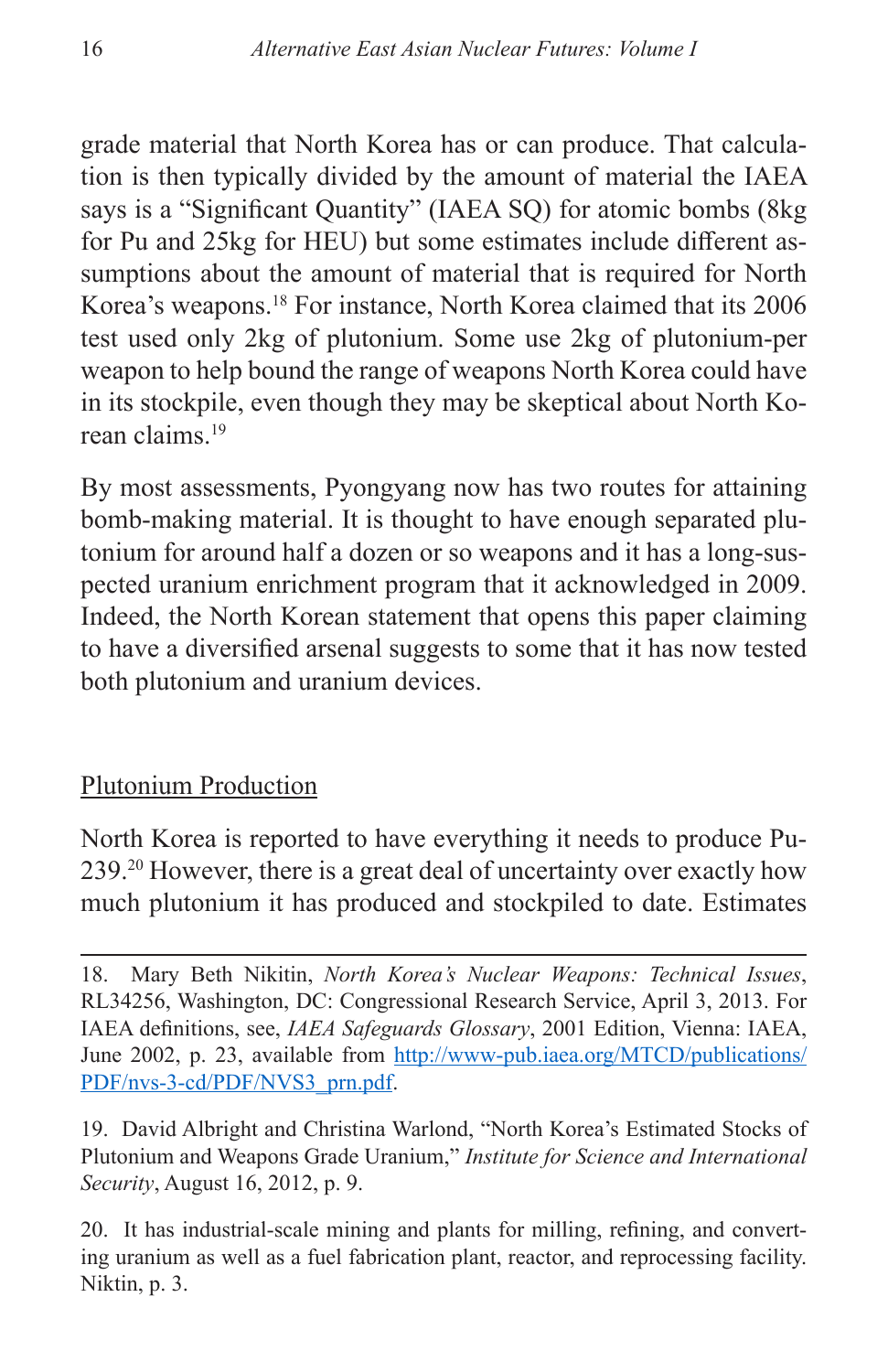grade material that North Korea has or can produce. That calculation is then typically divided by the amount of material the IAEA says is a "Significant Quantity" (IAEA SQ) for atomic bombs (8kg for Pu and 25kg for HEU) but some estimates include different assumptions about the amount of material that is required for North Korea's weapons.[18] For instance, North Korea claimed that its 2006 test used only 2kg of plutonium. Some use 2kg of plutonium-per weapon to help bound the range of weapons North Korea could have in its stockpile, even though they may be skeptical about North Korean claims.[19]

By most assessments, Pyongyang now has two routes for attaining bomb-making material. It is thought to have enough separated plutonium for around half a dozen or so weapons and it has a long-suspected uranium enrichment program that it acknowledged in 2009. Indeed, the North Korean statement that opens this paper claiming to have a diversified arsenal suggests to some that it has now tested both plutonium and uranium devices.

## Plutonium Production

North Korea is reported to have everything it needs to produce Pu-239.[20] However, there is a great deal of uncertainty over exactly how much plutonium it has produced and stockpiled to date. Estimates

---

18. Mary Beth Nikitin, *North Korea's Nuclear Weapons: Technical Issues*, RL34256, Washington, DC: Congressional Research Service, April 3, 2013. For IAEA definitions, see, *IAEA Safeguards Glossary*, 2001 Edition, Vienna: IAEA, June 2002, p. 23, available from [http://www-pub.iaea.org/MTCD/publications/PDF/nvs-3-cd/PDF/NVS3_prn.pdf](http://www-pub.iaea.org/MTCD/publications/PDF/nvs-3-cd/PDF/NVS3_prn.pdf).

19. David Albright and Christina Warlond, "North Korea's Estimated Stocks of Plutonium and Weapons Grade Uranium," *Institute for Science and International Security*, August 16, 2012, p. 9.

20. It has industrial-scale mining and plants for milling, refining, and converting uranium as well as a fuel fabrication plant, reactor, and reprocessing facility. Niktin, p. 3.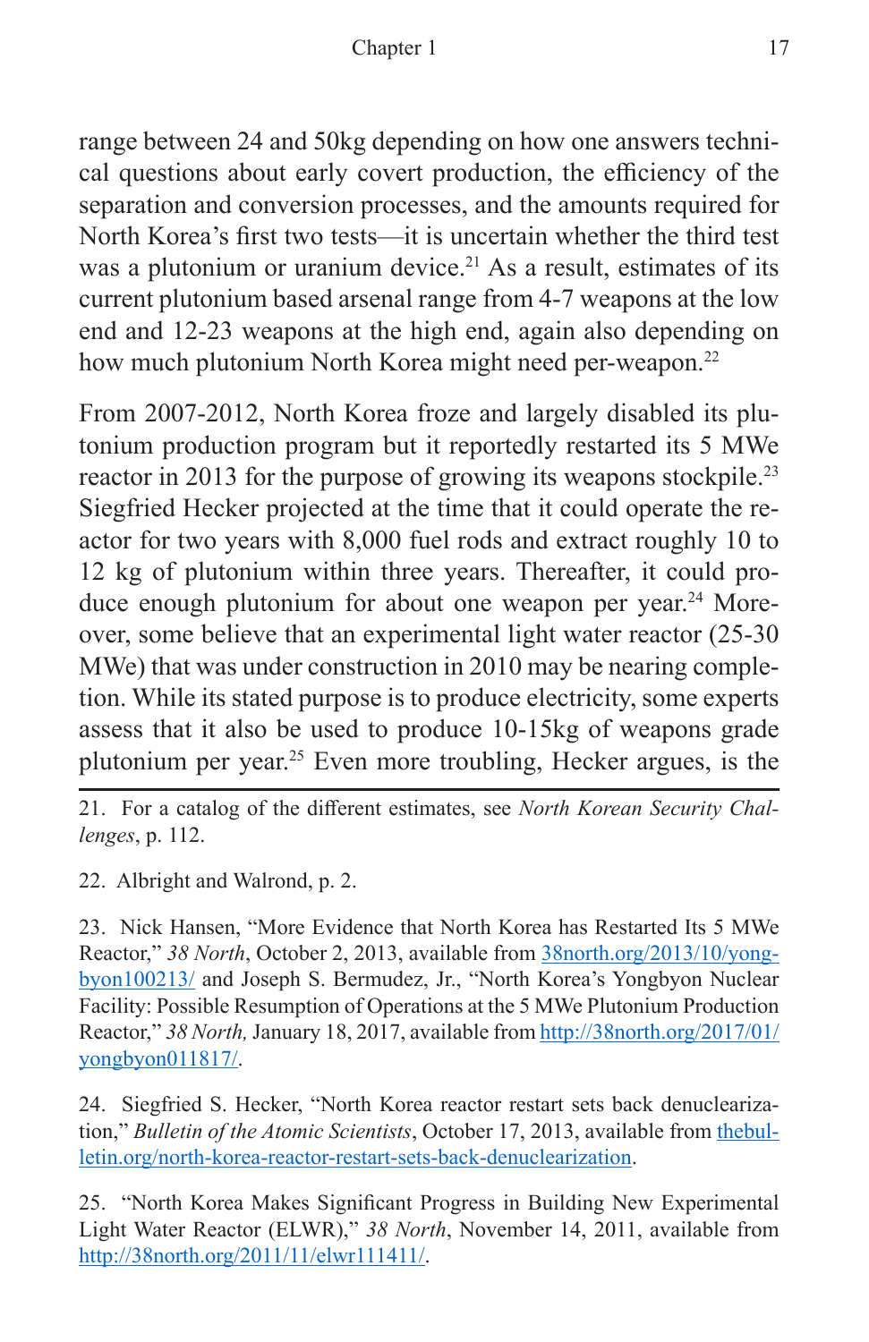range between 24 and 50kg depending on how one answers technical questions about early covert production, the efficiency of the separation and conversion processes, and the amounts required for North Korea's first two tests—it is uncertain whether the third test was a plutonium or uranium device.[21] As a result, estimates of its current plutonium based arsenal range from 4-7 weapons at the low end and 12-23 weapons at the high end, again also depending on how much plutonium North Korea might need per-weapon.[22]

From 2007-2012, North Korea froze and largely disabled its plutonium production program but it reportedly restarted its 5 MWe reactor in 2013 for the purpose of growing its weapons stockpile.[23] Siegfried Hecker projected at the time that it could operate the reactor for two years with 8,000 fuel rods and extract roughly 10 to 12 kg of plutonium within three years. Thereafter, it could produce enough plutonium for about one weapon per year.[24] Moreover, some believe that an experimental light water reactor (25-30 MWe) that was under construction in 2010 may be nearing completion. While its stated purpose is to produce electricity, some experts assess that it also be used to produce 10-15kg of weapons grade plutonium per year.[25] Even more troubling, Hecker argues, is the

---

21. For a catalog of the different estimates, see *North Korean Security Challenges*, p. 112.

22. Albright and Walrond, p. 2.

23. Nick Hansen, "More Evidence that North Korea has Restarted Its 5 MWe Reactor," *38 North*, October 2, 2013, available from [38north.org/2013/10/yongbyon100213/](38north.org/2013/10/yongbyon100213/) and Joseph S. Bermudez, Jr., "North Korea's Yongbyon Nuclear Facility: Possible Resumption of Operations at the 5 MWe Plutonium Production Reactor," *38 North,* January 18, 2017, available from [http://38north.org/2017/01/yongbyon011817/](http://38north.org/2017/01/yongbyon011817/).

24. Siegfried S. Hecker, "North Korea reactor restart sets back denuclearization," *Bulletin of the Atomic Scientists*, October 17, 2013, available from [thebulletin.org/north-korea-reactor-restart-sets-back-denuclearization](thebulletin.org/north-korea-reactor-restart-sets-back-denuclearization).

25. "North Korea Makes Significant Progress in Building New Experimental Light Water Reactor (ELWR)," *38 North*, November 14, 2011, available from [http://38north.org/2011/11/elwr111411/](http://38north.org/2011/11/elwr111411/).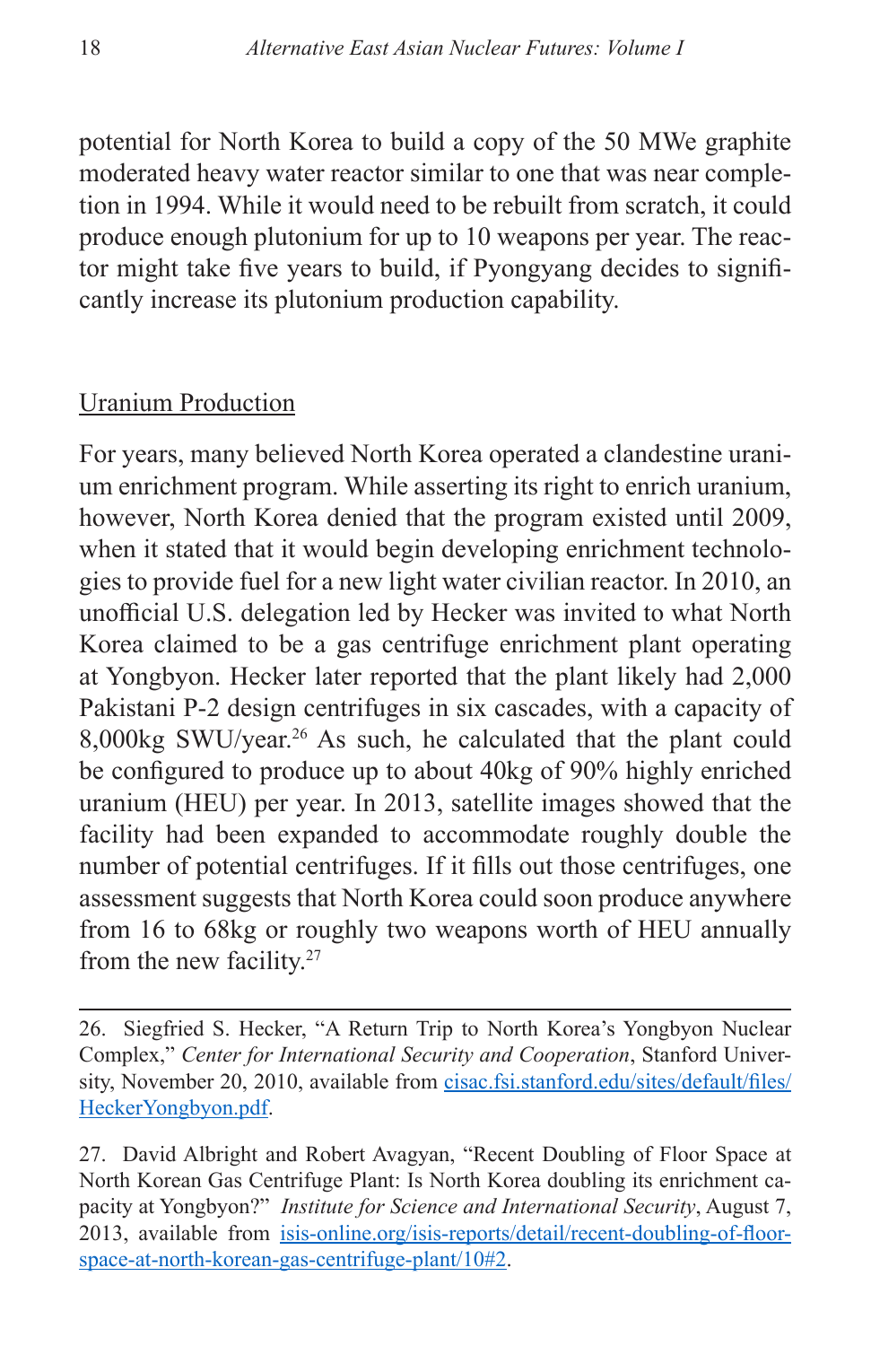potential for North Korea to build a copy of the 50 MWe graphite moderated heavy water reactor similar to one that was near completion in 1994. While it would need to be rebuilt from scratch, it could produce enough plutonium for up to 10 weapons per year. The reactor might take five years to build, if Pyongyang decides to significantly increase its plutonium production capability.

## Uranium Production

For years, many believed North Korea operated a clandestine uranium enrichment program. While asserting its right to enrich uranium, however, North Korea denied that the program existed until 2009, when it stated that it would begin developing enrichment technologies to provide fuel for a new light water civilian reactor. In 2010, an unofficial U.S. delegation led by Hecker was invited to what North Korea claimed to be a gas centrifuge enrichment plant operating at Yongbyon. Hecker later reported that the plant likely had 2,000 Pakistani P-2 design centrifuges in six cascades, with a capacity of 8,000kg SWU/year.[26] As such, he calculated that the plant could be configured to produce up to about 40kg of 90% highly enriched uranium (HEU) per year. In 2013, satellite images showed that the facility had been expanded to accommodate roughly double the number of potential centrifuges. If it fills out those centrifuges, one assessment suggests that North Korea could soon produce anywhere from 16 to 68kg or roughly two weapons worth of HEU annually from the new facility.[27]

---

26. Siegfried S. Hecker, "A Return Trip to North Korea's Yongbyon Nuclear Complex," *Center for International Security and Cooperation*, Stanford University, November 20, 2010, available from cisac.fsi.stanford.edu/sites/default/files/HeckerYongbyon.pdf.

27. David Albright and Robert Avagyan, "Recent Doubling of Floor Space at North Korean Gas Centrifuge Plant: Is North Korea doubling its enrichment capacity at Yongbyon?" *Institute for Science and International Security*, August 7, 2013, available from isis-online.org/isis-reports/detail/recent-doubling-of-floor-space-at-north-korean-gas-centrifuge-plant/10#2.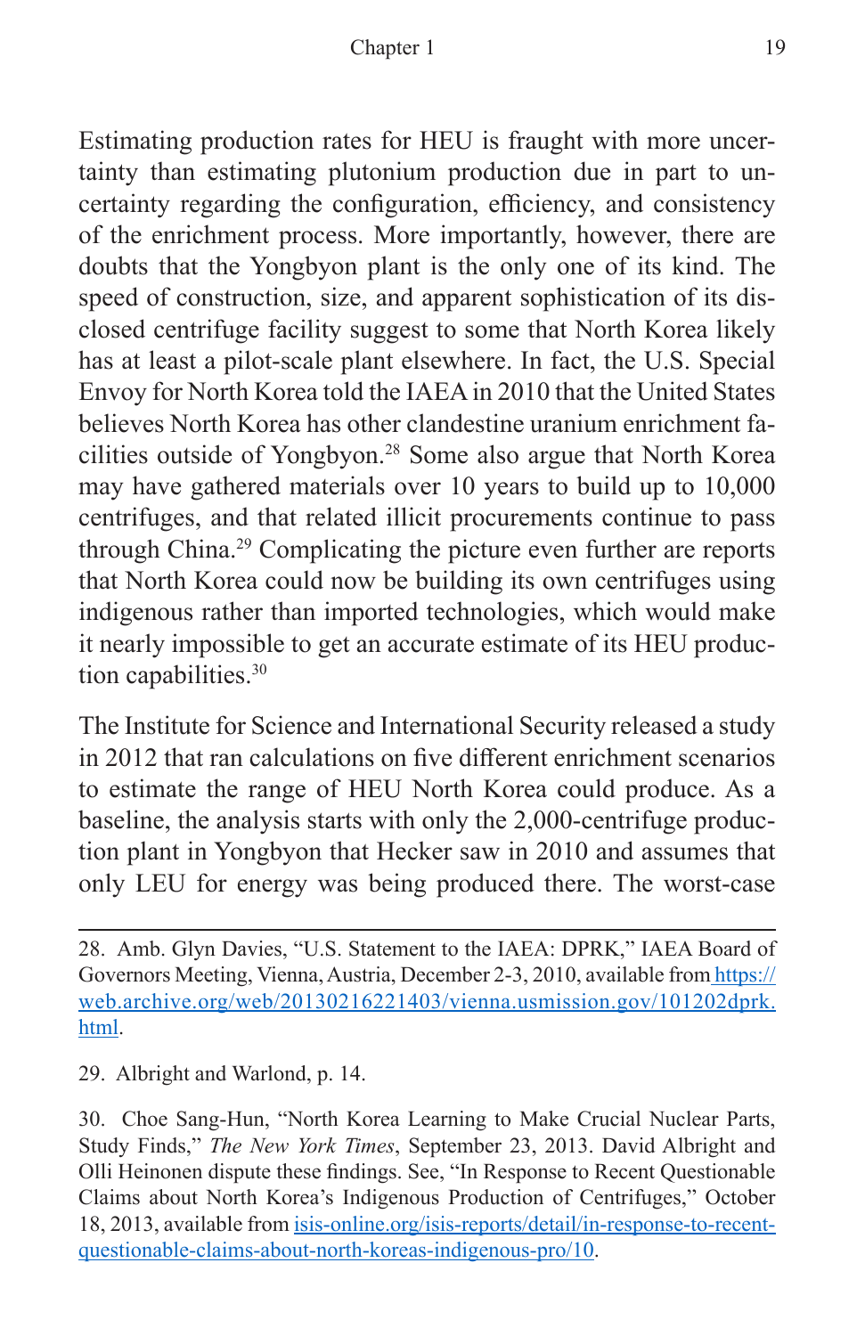Estimating production rates for HEU is fraught with more uncertainty than estimating plutonium production due in part to uncertainty regarding the configuration, efficiency, and consistency of the enrichment process. More importantly, however, there are doubts that the Yongbyon plant is the only one of its kind. The speed of construction, size, and apparent sophistication of its disclosed centrifuge facility suggest to some that North Korea likely has at least a pilot-scale plant elsewhere. In fact, the U.S. Special Envoy for North Korea told the IAEA in 2010 that the United States believes North Korea has other clandestine uranium enrichment facilities outside of Yongbyon.[28] Some also argue that North Korea may have gathered materials over 10 years to build up to 10,000 centrifuges, and that related illicit procurements continue to pass through China.[29] Complicating the picture even further are reports that North Korea could now be building its own centrifuges using indigenous rather than imported technologies, which would make it nearly impossible to get an accurate estimate of its HEU production capabilities.[30]

The Institute for Science and International Security released a study in 2012 that ran calculations on five different enrichment scenarios to estimate the range of HEU North Korea could produce. As a baseline, the analysis starts with only the 2,000-centrifuge production plant in Yongbyon that Hecker saw in 2010 and assumes that only LEU for energy was being produced there. The worst-case

---

28. Amb. Glyn Davies, "U.S. Statement to the IAEA: DPRK," IAEA Board of Governors Meeting, Vienna, Austria, December 2-3, 2010, available from https://web.archive.org/web/20130216221403/vienna.usmission.gov/101202dprk.html.

29. Albright and Warlond, p. 14.

30. Choe Sang-Hun, "North Korea Learning to Make Crucial Nuclear Parts, Study Finds," *The New York Times*, September 23, 2013. David Albright and Olli Heinonen dispute these findings. See, "In Response to Recent Questionable Claims about North Korea's Indigenous Production of Centrifuges," October 18, 2013, available from isis-online.org/isis-reports/detail/in-response-to-recent-questionable-claims-about-north-koreas-indigenous-pro/10.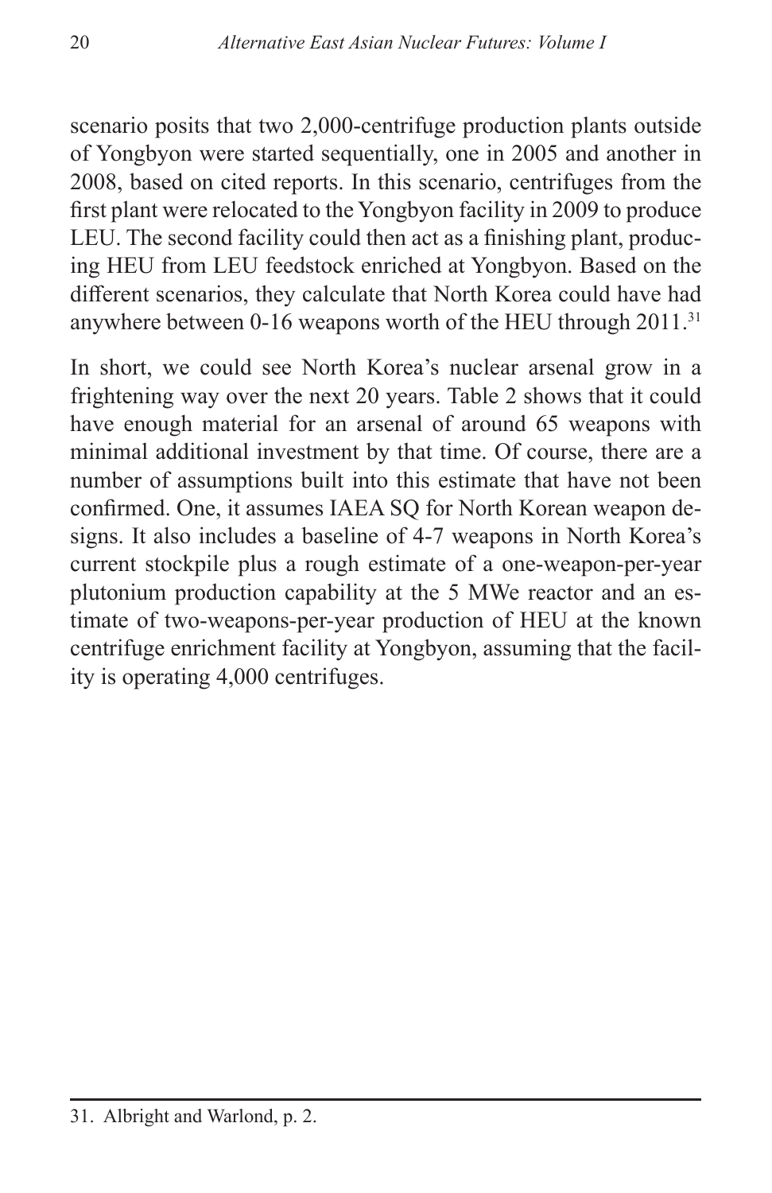scenario posits that two 2,000-centrifuge production plants outside of Yongbyon were started sequentially, one in 2005 and another in 2008, based on cited reports. In this scenario, centrifuges from the first plant were relocated to the Yongbyon facility in 2009 to produce LEU. The second facility could then act as a finishing plant, producing HEU from LEU feedstock enriched at Yongbyon. Based on the different scenarios, they calculate that North Korea could have had anywhere between 0-16 weapons worth of the HEU through 2011.[31]

In short, we could see North Korea's nuclear arsenal grow in a frightening way over the next 20 years. Table 2 shows that it could have enough material for an arsenal of around 65 weapons with minimal additional investment by that time. Of course, there are a number of assumptions built into this estimate that have not been confirmed. One, it assumes IAEA SQ for North Korean weapon designs. It also includes a baseline of 4-7 weapons in North Korea's current stockpile plus a rough estimate of a one-weapon-per-year plutonium production capability at the 5 MWe reactor and an estimate of two-weapons-per-year production of HEU at the known centrifuge enrichment facility at Yongbyon, assuming that the facility is operating 4,000 centrifuges.

---

31. Albright and Warlond, p. 2.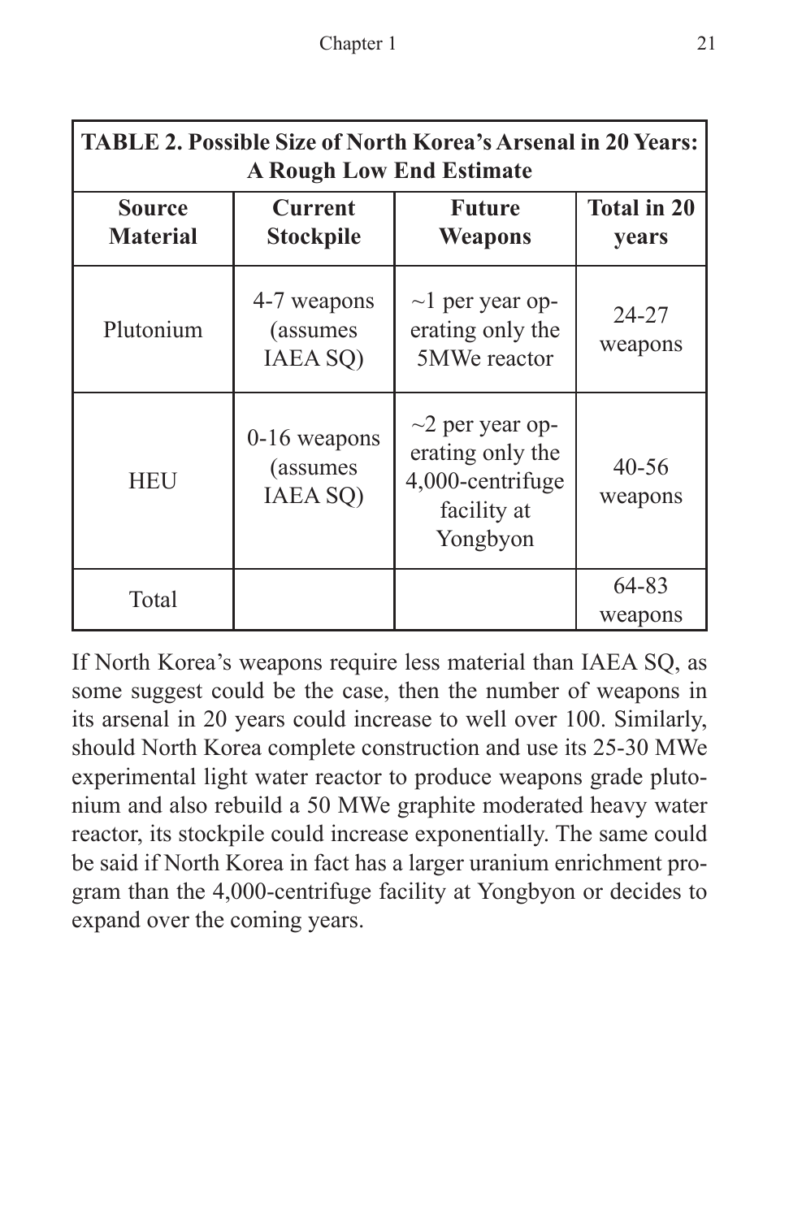**TABLE 2. Possible Size of North Korea's Arsenal in 20 Years: A Rough Low End Estimate**

| Source Material | Current Stockpile | Future Weapons | Total in 20 years |
| --- | --- | --- | --- |
| Plutonium | 4-7 weapons (assumes IAEA SQ) | ~1 per year operating only the 5MWe reactor | 24-27 weapons |
| HEU | 0-16 weapons (assumes IAEA SQ) | ~2 per year operating only the 4,000-centrifuge facility at Yongbyon | 40-56 weapons |
| Total | | | 64-83 weapons |

If North Korea's weapons require less material than IAEA SQ, as some suggest could be the case, then the number of weapons in its arsenal in 20 years could increase to well over 100. Similarly, should North Korea complete construction and use its 25-30 MWe experimental light water reactor to produce weapons grade plutonium and also rebuild a 50 MWe graphite moderated heavy water reactor, its stockpile could increase exponentially. The same could be said if North Korea in fact has a larger uranium enrichment program than the 4,000-centrifuge facility at Yongbyon or decides to expand over the coming years.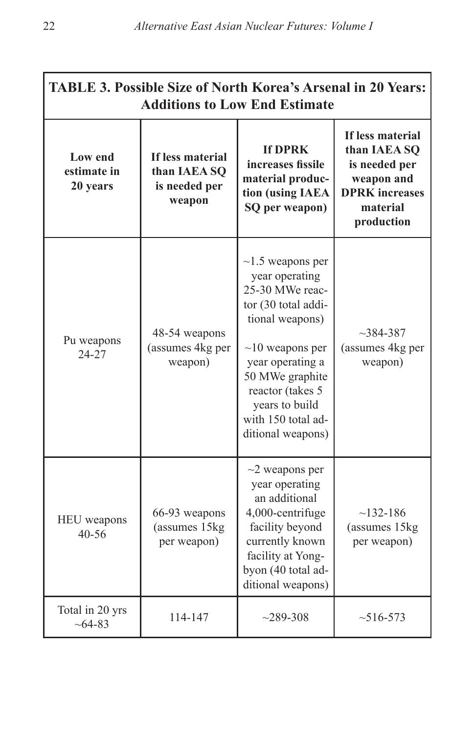**TABLE 3. Possible Size of North Korea's Arsenal in 20 Years: Additions to Low End Estimate**

| Low end estimate in 20 years | If less material than IAEA SQ is needed per weapon | If DPRK increases fissile material production (using IAEA SQ per weapon) | If less material than IAEA SQ is needed per weapon and DPRK increases material production |
|---|---|---|---|
| Pu weapons 24-27 | 48-54 weapons (assumes 4kg per weapon) | ~1.5 weapons per year operating 25-30 MWe reactor (30 total additional weapons)<br><br>~10 weapons per year operating a 50 MWe graphite reactor (takes 5 years to build with 150 total additional weapons) | ~384-387 (assumes 4kg per weapon) |
| HEU weapons 40-56 | 66-93 weapons (assumes 15kg per weapon) | ~2 weapons per year operating an additional 4,000-centrifuge facility beyond currently known facility at Yongbyon (40 total additional weapons) | ~132-186 (assumes 15kg per weapon) |
| Total in 20 yrs ~64-83 | 114-147 | ~289-308 | ~516-573 |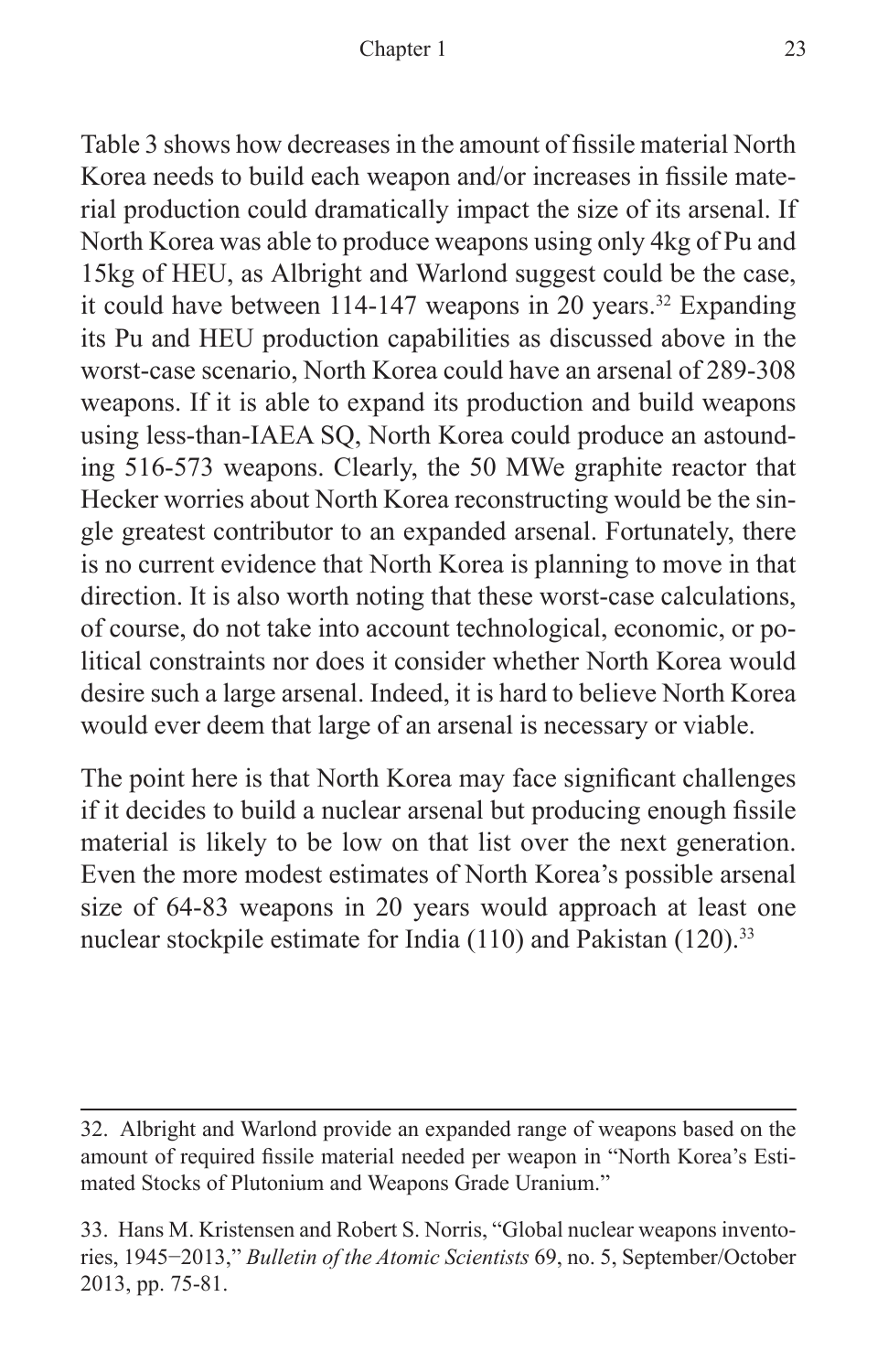Table 3 shows how decreases in the amount of fissile material North Korea needs to build each weapon and/or increases in fissile material production could dramatically impact the size of its arsenal. If North Korea was able to produce weapons using only 4kg of Pu and 15kg of HEU, as Albright and Warlond suggest could be the case, it could have between 114-147 weapons in 20 years.[32] Expanding its Pu and HEU production capabilities as discussed above in the worst-case scenario, North Korea could have an arsenal of 289-308 weapons. If it is able to expand its production and build weapons using less-than-IAEA SQ, North Korea could produce an astounding 516-573 weapons. Clearly, the 50 MWe graphite reactor that Hecker worries about North Korea reconstructing would be the single greatest contributor to an expanded arsenal. Fortunately, there is no current evidence that North Korea is planning to move in that direction. It is also worth noting that these worst-case calculations, of course, do not take into account technological, economic, or political constraints nor does it consider whether North Korea would desire such a large arsenal. Indeed, it is hard to believe North Korea would ever deem that large of an arsenal is necessary or viable.

The point here is that North Korea may face significant challenges if it decides to build a nuclear arsenal but producing enough fissile material is likely to be low on that list over the next generation. Even the more modest estimates of North Korea's possible arsenal size of 64-83 weapons in 20 years would approach at least one nuclear stockpile estimate for India (110) and Pakistan (120).[33]

---

32. Albright and Warlond provide an expanded range of weapons based on the amount of required fissile material needed per weapon in "North Korea's Estimated Stocks of Plutonium and Weapons Grade Uranium."

33. Hans M. Kristensen and Robert S. Norris, "Global nuclear weapons inventories, 1945−2013," *Bulletin of the Atomic Scientists* 69, no. 5, September/October 2013, pp. 75-81.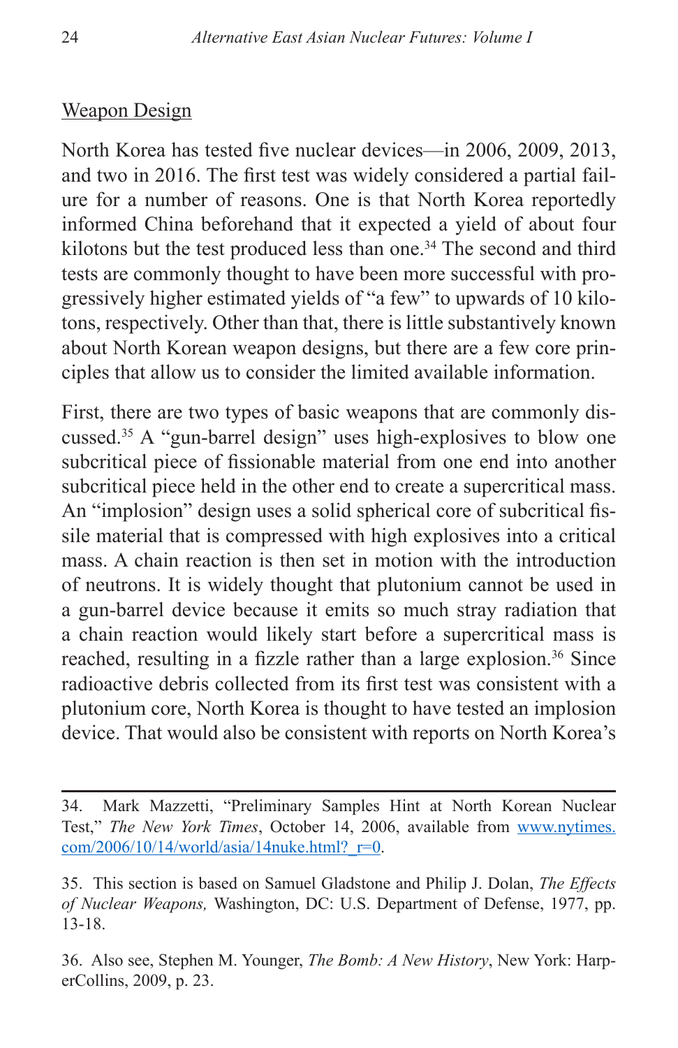Weapon Design

North Korea has tested five nuclear devices—in 2006, 2009, 2013, and two in 2016. The first test was widely considered a partial failure for a number of reasons. One is that North Korea reportedly informed China beforehand that it expected a yield of about four kilotons but the test produced less than one.[34] The second and third tests are commonly thought to have been more successful with progressively higher estimated yields of "a few" to upwards of 10 kilotons, respectively. Other than that, there is little substantively known about North Korean weapon designs, but there are a few core principles that allow us to consider the limited available information.

First, there are two types of basic weapons that are commonly discussed.[35] A "gun-barrel design" uses high-explosives to blow one subcritical piece of fissionable material from one end into another subcritical piece held in the other end to create a supercritical mass. An "implosion" design uses a solid spherical core of subcritical fissile material that is compressed with high explosives into a critical mass. A chain reaction is then set in motion with the introduction of neutrons. It is widely thought that plutonium cannot be used in a gun-barrel device because it emits so much stray radiation that a chain reaction would likely start before a supercritical mass is reached, resulting in a fizzle rather than a large explosion.[36] Since radioactive debris collected from its first test was consistent with a plutonium core, North Korea is thought to have tested an implosion device. That would also be consistent with reports on North Korea's

---

34. Mark Mazzetti, "Preliminary Samples Hint at North Korean Nuclear Test," *The New York Times*, October 14, 2006, available from www.nytimes.com/2006/10/14/world/asia/14nuke.html?_r=0.

35. This section is based on Samuel Gladstone and Philip J. Dolan, *The Effects of Nuclear Weapons,* Washington, DC: U.S. Department of Defense, 1977, pp. 13-18.

36. Also see, Stephen M. Younger, *The Bomb: A New History*, New York: HarperCollins, 2009, p. 23.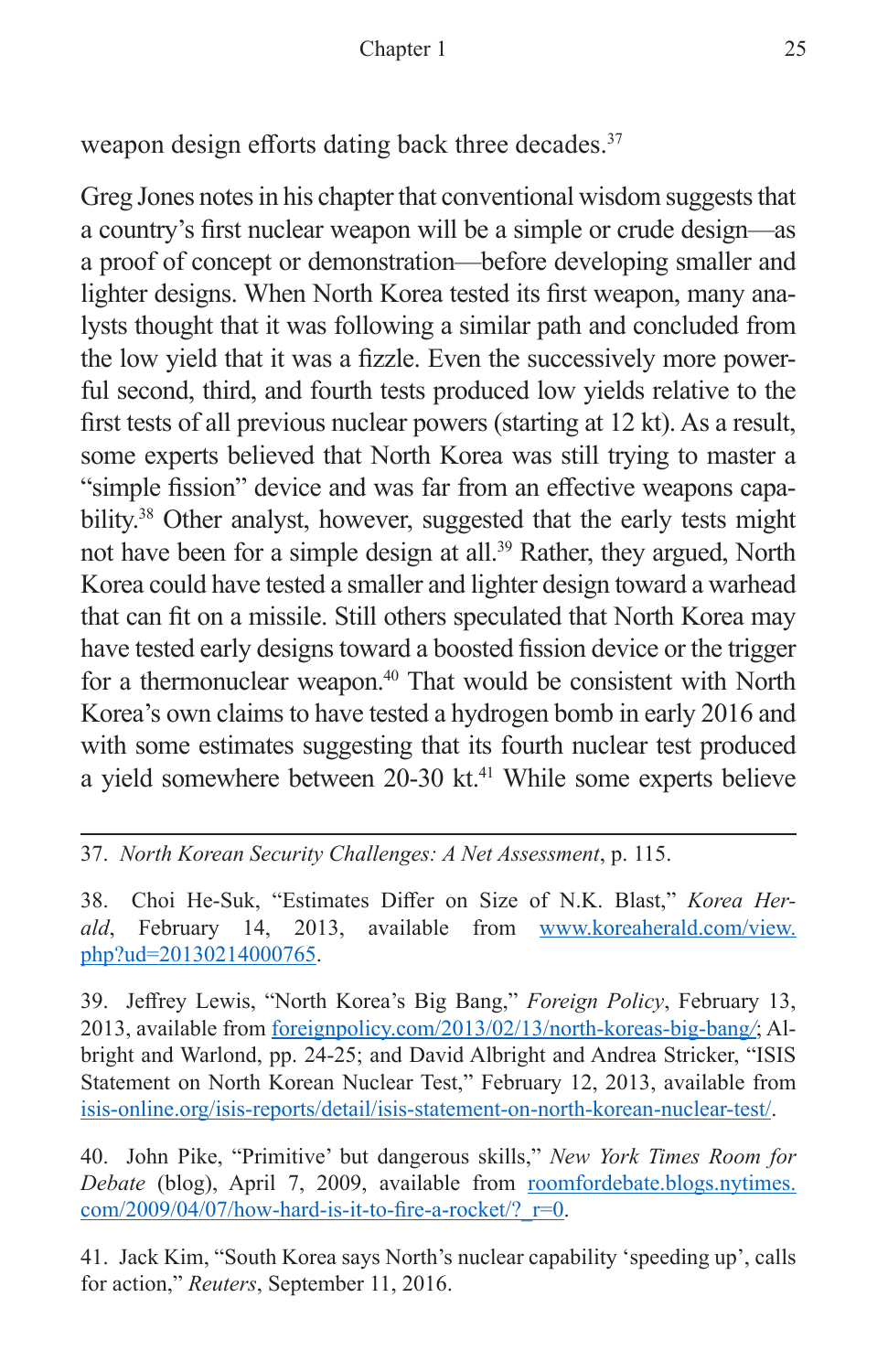weapon design efforts dating back three decades.[37]

Greg Jones notes in his chapter that conventional wisdom suggests that a country's first nuclear weapon will be a simple or crude design—as a proof of concept or demonstration—before developing smaller and lighter designs. When North Korea tested its first weapon, many analysts thought that it was following a similar path and concluded from the low yield that it was a fizzle. Even the successively more powerful second, third, and fourth tests produced low yields relative to the first tests of all previous nuclear powers (starting at 12 kt). As a result, some experts believed that North Korea was still trying to master a "simple fission" device and was far from an effective weapons capability.[38] Other analyst, however, suggested that the early tests might not have been for a simple design at all.[39] Rather, they argued, North Korea could have tested a smaller and lighter design toward a warhead that can fit on a missile. Still others speculated that North Korea may have tested early designs toward a boosted fission device or the trigger for a thermonuclear weapon.[40] That would be consistent with North Korea's own claims to have tested a hydrogen bomb in early 2016 and with some estimates suggesting that its fourth nuclear test produced a yield somewhere between 20-30 kt.[41] While some experts believe

---

37. *North Korean Security Challenges: A Net Assessment*, p. 115.

38. Choi He-Suk, "Estimates Differ on Size of N.K. Blast," *Korea Herald*, February 14, 2013, available from www.koreaherald.com/view.php?ud=20130214000765.

39. Jeffrey Lewis, "North Korea's Big Bang," *Foreign Policy*, February 13, 2013, available from foreignpolicy.com/2013/02/13/north-koreas-big-bang/; Albright and Warlond, pp. 24-25; and David Albright and Andrea Stricker, "ISIS Statement on North Korean Nuclear Test," February 12, 2013, available from isis-online.org/isis-reports/detail/isis-statement-on-north-korean-nuclear-test/.

40. John Pike, "Primitive' but dangerous skills," *New York Times Room for Debate* (blog), April 7, 2009, available from roomfordebate.blogs.nytimes.com/2009/04/07/how-hard-is-it-to-fire-a-rocket/?_r=0.

41. Jack Kim, "South Korea says North's nuclear capability 'speeding up', calls for action," *Reuters*, September 11, 2016.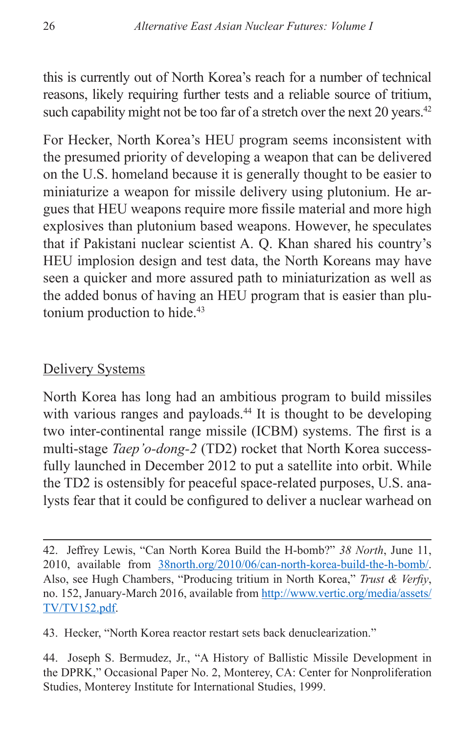this is currently out of North Korea's reach for a number of technical reasons, likely requiring further tests and a reliable source of tritium, such capability might not be too far of a stretch over the next 20 years.[42]

For Hecker, North Korea's HEU program seems inconsistent with the presumed priority of developing a weapon that can be delivered on the U.S. homeland because it is generally thought to be easier to miniaturize a weapon for missile delivery using plutonium. He argues that HEU weapons require more fissile material and more high explosives than plutonium based weapons. However, he speculates that if Pakistani nuclear scientist A. Q. Khan shared his country's HEU implosion design and test data, the North Koreans may have seen a quicker and more assured path to miniaturization as well as the added bonus of having an HEU program that is easier than plutonium production to hide.[43]

## Delivery Systems

North Korea has long had an ambitious program to build missiles with various ranges and payloads.[44] It is thought to be developing two inter-continental range missile (ICBM) systems. The first is a multi-stage *Taep'o-dong-2* (TD2) rocket that North Korea successfully launched in December 2012 to put a satellite into orbit. While the TD2 is ostensibly for peaceful space-related purposes, U.S. analysts fear that it could be configured to deliver a nuclear warhead on

---

42. Jeffrey Lewis, "Can North Korea Build the H-bomb?" *38 North*, June 11, 2010, available from 38north.org/2010/06/can-north-korea-build-the-h-bomb/. Also, see Hugh Chambers, "Producing tritium in North Korea," *Trust & Verfiy*, no. 152, January-March 2016, available from http://www.vertic.org/media/assets/TV/TV152.pdf.

43. Hecker, "North Korea reactor restart sets back denuclearization."

44. Joseph S. Bermudez, Jr., "A History of Ballistic Missile Development in the DPRK," Occasional Paper No. 2, Monterey, CA: Center for Nonproliferation Studies, Monterey Institute for International Studies, 1999.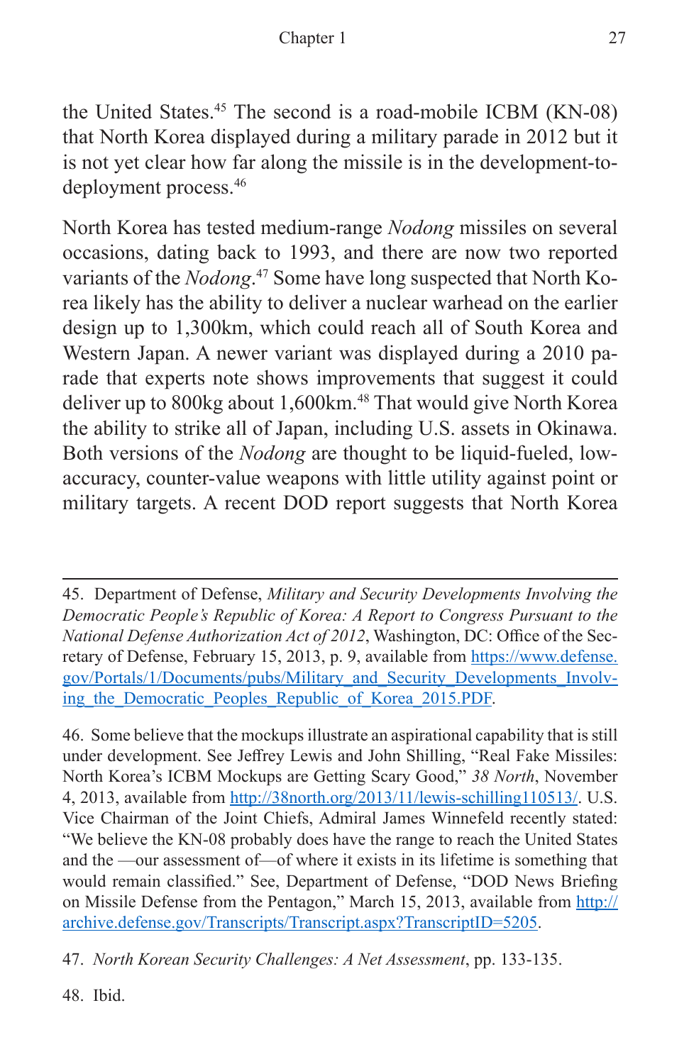the United States.[45] The second is a road-mobile ICBM (KN-08) that North Korea displayed during a military parade in 2012 but it is not yet clear how far along the missile is in the development-to-deployment process.[46]

North Korea has tested medium-range *Nodong* missiles on several occasions, dating back to 1993, and there are now two reported variants of the *Nodong*.[47] Some have long suspected that North Korea likely has the ability to deliver a nuclear warhead on the earlier design up to 1,300km, which could reach all of South Korea and Western Japan. A newer variant was displayed during a 2010 parade that experts note shows improvements that suggest it could deliver up to 800kg about 1,600km.[48] That would give North Korea the ability to strike all of Japan, including U.S. assets in Okinawa. Both versions of the *Nodong* are thought to be liquid-fueled, low-accuracy, counter-value weapons with little utility against point or military targets. A recent DOD report suggests that North Korea

---

45. Department of Defense, *Military and Security Developments Involving the Democratic People's Republic of Korea: A Report to Congress Pursuant to the National Defense Authorization Act of 2012*, Washington, DC: Office of the Secretary of Defense, February 15, 2013, p. 9, available from https://www.defense.gov/Portals/1/Documents/pubs/Military_and_Security_Developments_Involving_the_Democratic_Peoples_Republic_of_Korea_2015.PDF.

46. Some believe that the mockups illustrate an aspirational capability that is still under development. See Jeffrey Lewis and John Shilling, "Real Fake Missiles: North Korea's ICBM Mockups are Getting Scary Good," *38 North*, November 4, 2013, available from http://38north.org/2013/11/lewis-schilling110513/. U.S. Vice Chairman of the Joint Chiefs, Admiral James Winnefeld recently stated: "We believe the KN-08 probably does have the range to reach the United States and the —our assessment of—of where it exists in its lifetime is something that would remain classified." See, Department of Defense, "DOD News Briefing on Missile Defense from the Pentagon," March 15, 2013, available from http://archive.defense.gov/Transcripts/Transcript.aspx?TranscriptID=5205.

47. *North Korean Security Challenges: A Net Assessment*, pp. 133-135.

48. Ibid.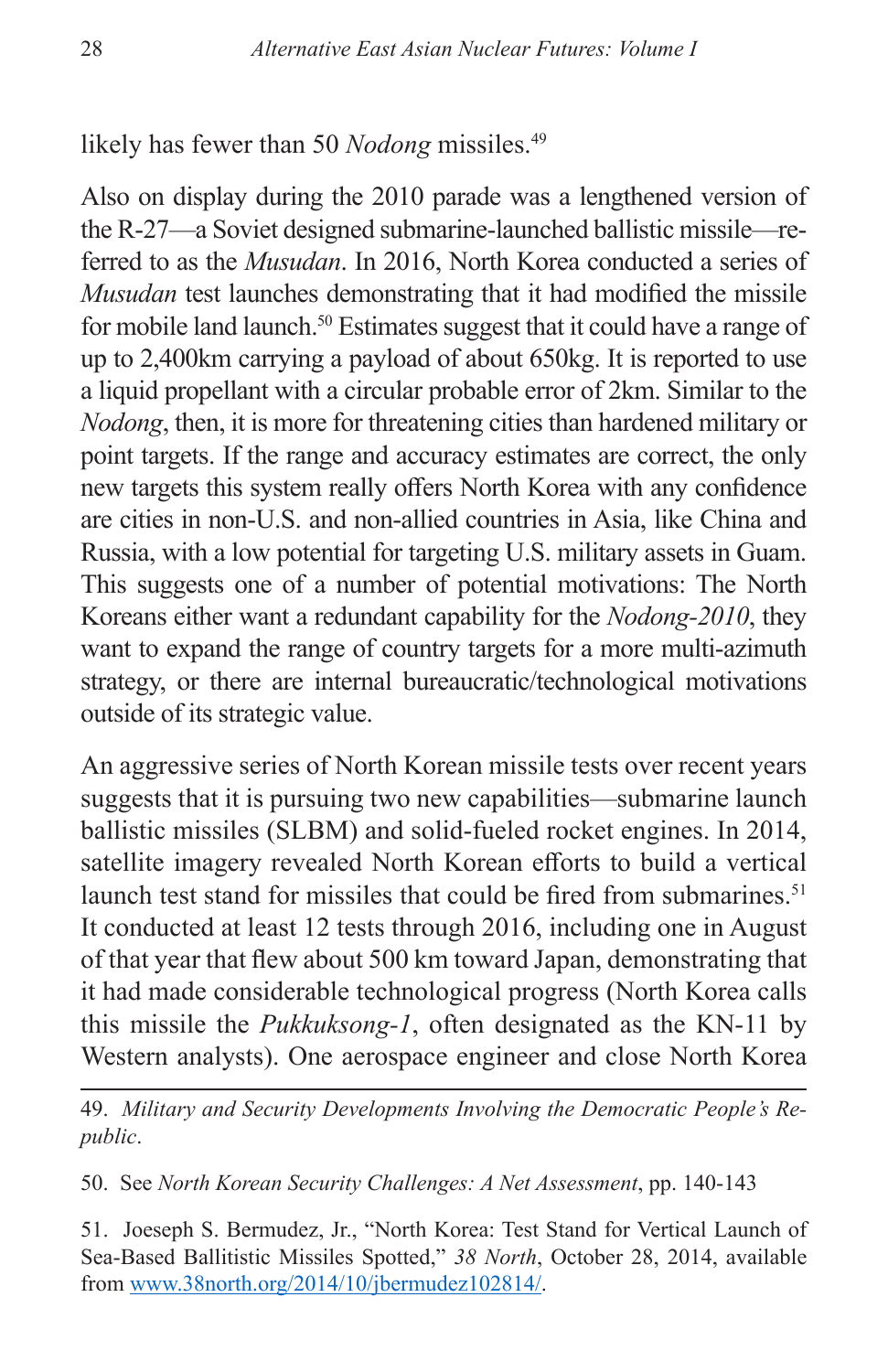likely has fewer than 50 *Nodong* missiles.[49]

Also on display during the 2010 parade was a lengthened version of the R-27—a Soviet designed submarine-launched ballistic missile—referred to as the *Musudan*. In 2016, North Korea conducted a series of *Musudan* test launches demonstrating that it had modified the missile for mobile land launch.[50] Estimates suggest that it could have a range of up to 2,400km carrying a payload of about 650kg. It is reported to use a liquid propellant with a circular probable error of 2km. Similar to the *Nodong*, then, it is more for threatening cities than hardened military or point targets. If the range and accuracy estimates are correct, the only new targets this system really offers North Korea with any confidence are cities in non-U.S. and non-allied countries in Asia, like China and Russia, with a low potential for targeting U.S. military assets in Guam. This suggests one of a number of potential motivations: The North Koreans either want a redundant capability for the *Nodong-2010*, they want to expand the range of country targets for a more multi-azimuth strategy, or there are internal bureaucratic/technological motivations outside of its strategic value.

An aggressive series of North Korean missile tests over recent years suggests that it is pursuing two new capabilities—submarine launch ballistic missiles (SLBM) and solid-fueled rocket engines. In 2014, satellite imagery revealed North Korean efforts to build a vertical launch test stand for missiles that could be fired from submarines.[51] It conducted at least 12 tests through 2016, including one in August of that year that flew about 500 km toward Japan, demonstrating that it had made considerable technological progress (North Korea calls this missile the *Pukkuksong-1*, often designated as the KN-11 by Western analysts). One aerospace engineer and close North Korea

---

49. *Military and Security Developments Involving the Democratic People's Republic*.

50. See *North Korean Security Challenges: A Net Assessment*, pp. 140-143

51. Joeseph S. Bermudez, Jr., "North Korea: Test Stand for Vertical Launch of Sea-Based Ballitistic Missiles Spotted," *38 North*, October 28, 2014, available from [www.38north.org/2014/10/jbermudez102814/](www.38north.org/2014/10/jbermudez102814/).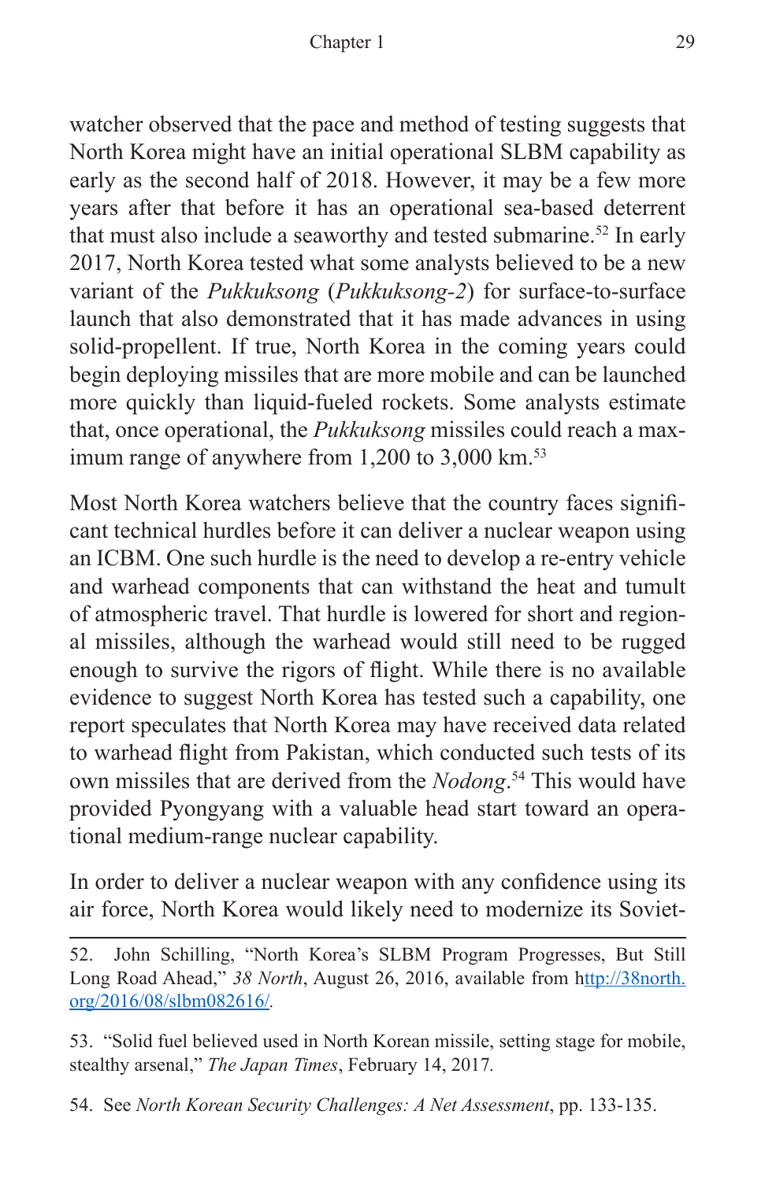watcher observed that the pace and method of testing suggests that North Korea might have an initial operational SLBM capability as early as the second half of 2018. However, it may be a few more years after that before it has an operational sea-based deterrent that must also include a seaworthy and tested submarine.[52] In early 2017, North Korea tested what some analysts believed to be a new variant of the *Pukkuksong* (*Pukkuksong-2*) for surface-to-surface launch that also demonstrated that it has made advances in using solid-propellent. If true, North Korea in the coming years could begin deploying missiles that are more mobile and can be launched more quickly than liquid-fueled rockets. Some analysts estimate that, once operational, the *Pukkuksong* missiles could reach a maximum range of anywhere from 1,200 to 3,000 km.[53]

Most North Korea watchers believe that the country faces significant technical hurdles before it can deliver a nuclear weapon using an ICBM. One such hurdle is the need to develop a re-entry vehicle and warhead components that can withstand the heat and tumult of atmospheric travel. That hurdle is lowered for short and regional missiles, although the warhead would still need to be rugged enough to survive the rigors of flight. While there is no available evidence to suggest North Korea has tested such a capability, one report speculates that North Korea may have received data related to warhead flight from Pakistan, which conducted such tests of its own missiles that are derived from the *Nodong*.[54] This would have provided Pyongyang with a valuable head start toward an operational medium-range nuclear capability.

In order to deliver a nuclear weapon with any confidence using its air force, North Korea would likely need to modernize its Soviet-

---

52. John Schilling, "North Korea's SLBM Program Progresses, But Still Long Road Ahead," *38 North*, August 26, 2016, available from http://38north.org/2016/08/slbm082616/.

53. "Solid fuel believed used in North Korean missile, setting stage for mobile, stealthy arsenal," *The Japan Times*, February 14, 2017.

54. See *North Korean Security Challenges: A Net Assessment*, pp. 133-135.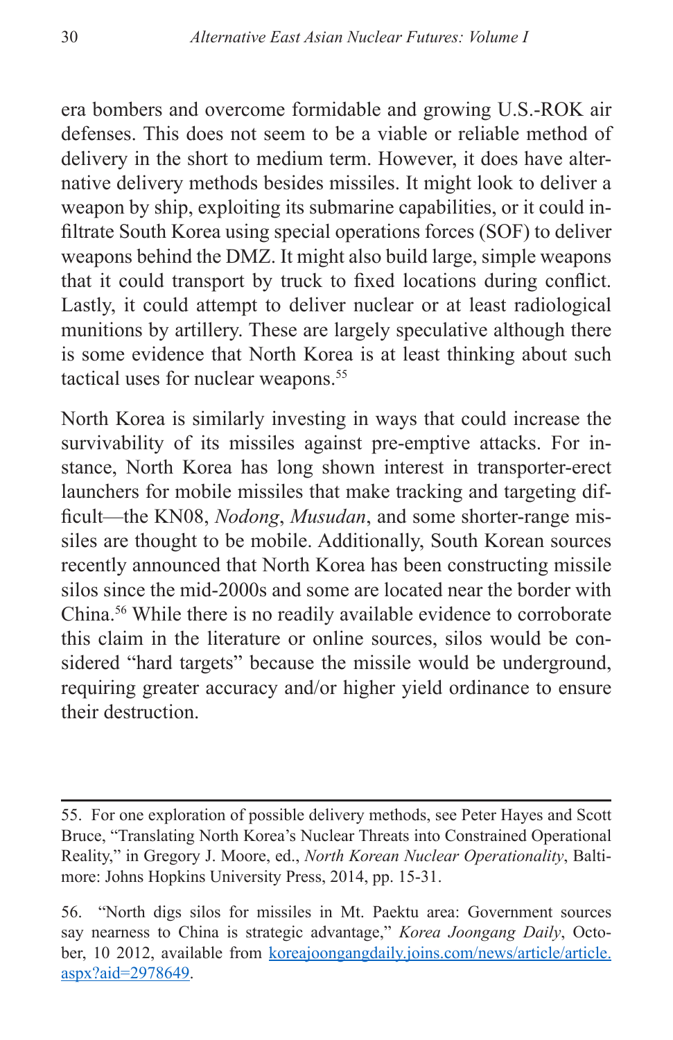era bombers and overcome formidable and growing U.S.-ROK air defenses. This does not seem to be a viable or reliable method of delivery in the short to medium term. However, it does have alternative delivery methods besides missiles. It might look to deliver a weapon by ship, exploiting its submarine capabilities, or it could infiltrate South Korea using special operations forces (SOF) to deliver weapons behind the DMZ. It might also build large, simple weapons that it could transport by truck to fixed locations during conflict. Lastly, it could attempt to deliver nuclear or at least radiological munitions by artillery. These are largely speculative although there is some evidence that North Korea is at least thinking about such tactical uses for nuclear weapons.[55]

North Korea is similarly investing in ways that could increase the survivability of its missiles against pre-emptive attacks. For instance, North Korea has long shown interest in transporter-erect launchers for mobile missiles that make tracking and targeting difficult—the KN08, *Nodong*, *Musudan*, and some shorter-range missiles are thought to be mobile. Additionally, South Korean sources recently announced that North Korea has been constructing missile silos since the mid-2000s and some are located near the border with China.[56] While there is no readily available evidence to corroborate this claim in the literature or online sources, silos would be considered "hard targets" because the missile would be underground, requiring greater accuracy and/or higher yield ordinance to ensure their destruction.

---

55. For one exploration of possible delivery methods, see Peter Hayes and Scott Bruce, "Translating North Korea's Nuclear Threats into Constrained Operational Reality," in Gregory J. Moore, ed., *North Korean Nuclear Operationality*, Baltimore: Johns Hopkins University Press, 2014, pp. 15-31.

56. "North digs silos for missiles in Mt. Paektu area: Government sources say nearness to China is strategic advantage," *Korea Joongang Daily*, October, 10 2012, available from [koreajoongangdaily.joins.com/news/article/article.aspx?aid=2978649](koreajoongangdaily.joins.com/news/article/article.aspx?aid=2978649).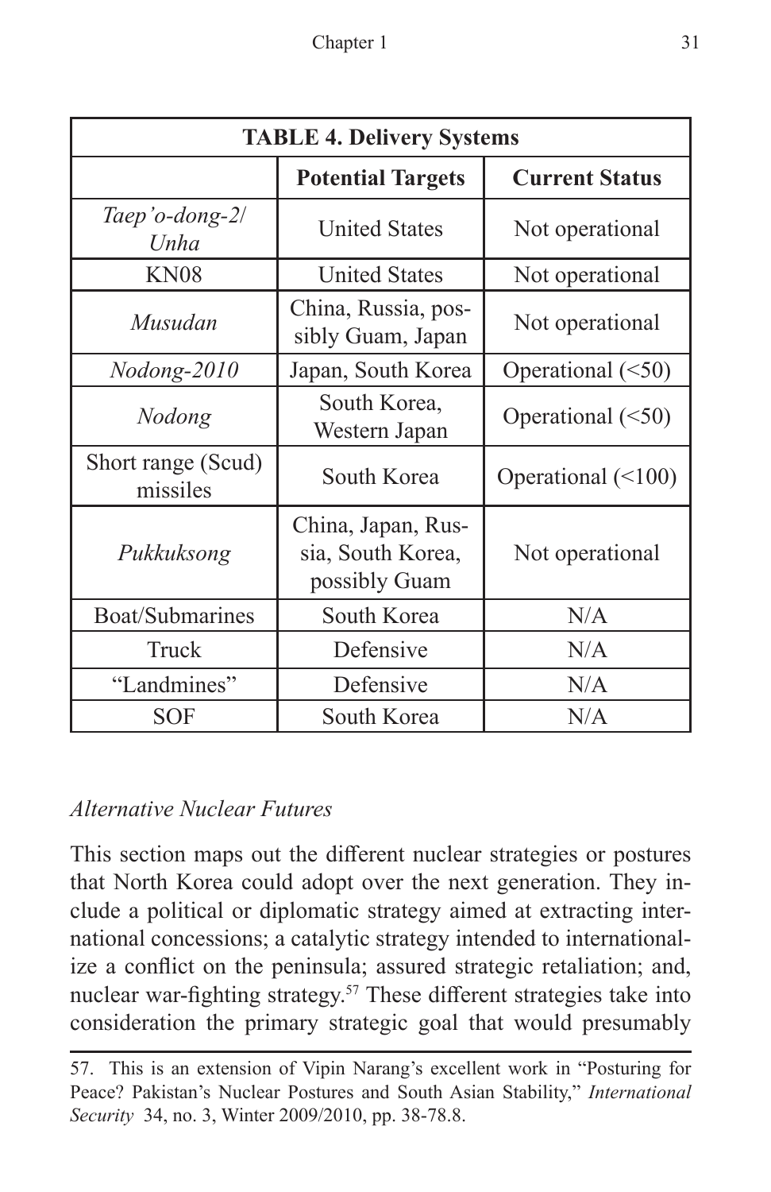| TABLE 4. Delivery Systems | | |
|---|---|---|
| | **Potential Targets** | **Current Status** |
| *Taep'o-dong-2/ Unha* | United States | Not operational |
| KN08 | United States | Not operational |
| *Musudan* | China, Russia, possibly Guam, Japan | Not operational |
| *Nodong-2010* | Japan, South Korea | Operational (<50) |
| *Nodong* | South Korea, Western Japan | Operational (<50) |
| Short range (Scud) missiles | South Korea | Operational (<100) |
| *Pukkuksong* | China, Japan, Russia, South Korea, possibly Guam | Not operational |
| Boat/Submarines | South Korea | N/A |
| Truck | Defensive | N/A |
| "Landmines" | Defensive | N/A |
| SOF | South Korea | N/A |

*Alternative Nuclear Futures*

This section maps out the different nuclear strategies or postures that North Korea could adopt over the next generation. They include a political or diplomatic strategy aimed at extracting international concessions; a catalytic strategy intended to internationalize a conflict on the peninsula; assured strategic retaliation; and, nuclear war-fighting strategy.[57] These different strategies take into consideration the primary strategic goal that would presumably

57. This is an extension of Vipin Narang's excellent work in "Posturing for Peace? Pakistan's Nuclear Postures and South Asian Stability," *International Security* 34, no. 3, Winter 2009/2010, pp. 38-78.8.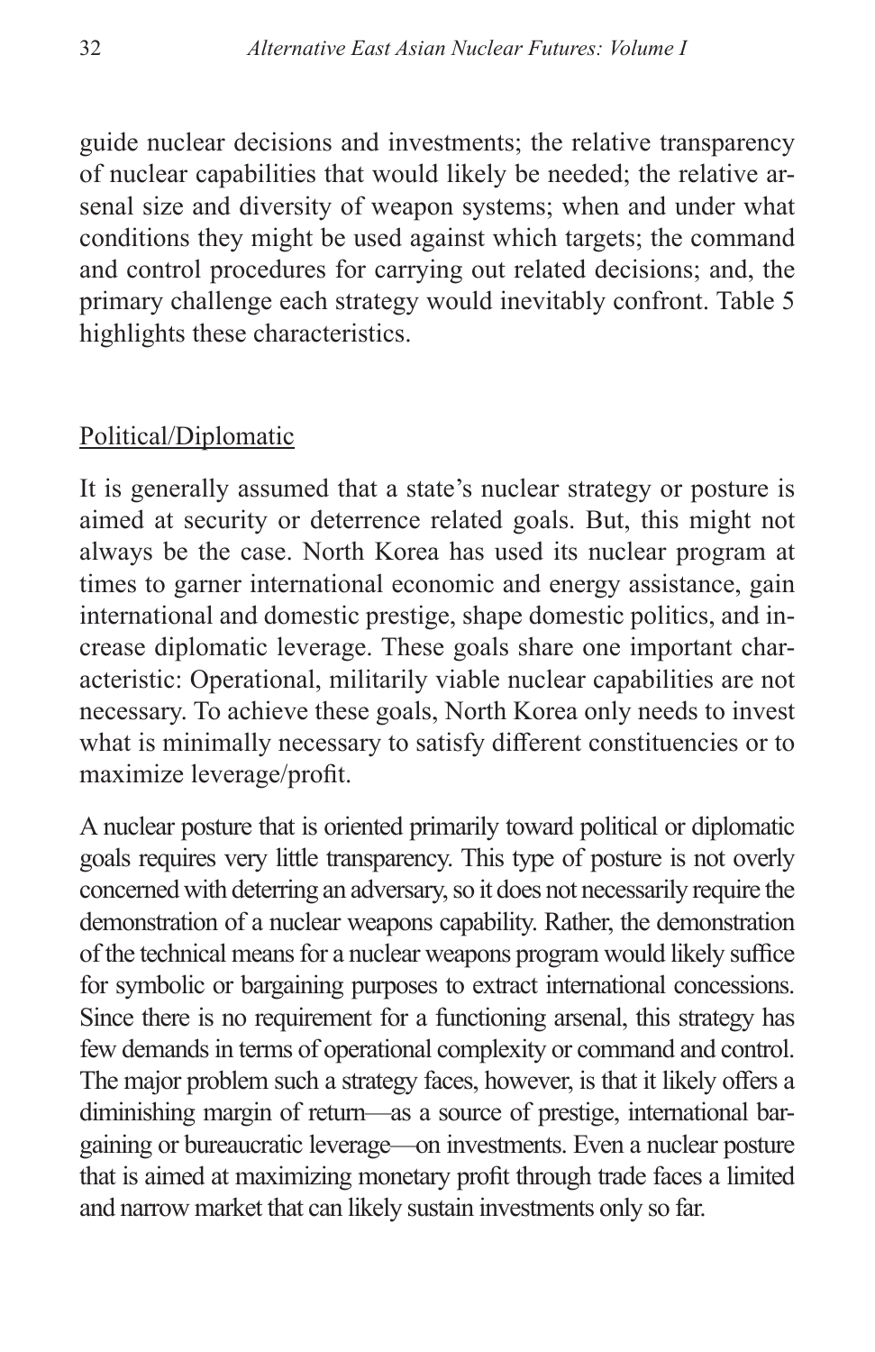guide nuclear decisions and investments; the relative transparency of nuclear capabilities that would likely be needed; the relative arsenal size and diversity of weapon systems; when and under what conditions they might be used against which targets; the command and control procedures for carrying out related decisions; and, the primary challenge each strategy would inevitably confront. Table 5 highlights these characteristics.

## Political/Diplomatic

It is generally assumed that a state's nuclear strategy or posture is aimed at security or deterrence related goals. But, this might not always be the case. North Korea has used its nuclear program at times to garner international economic and energy assistance, gain international and domestic prestige, shape domestic politics, and increase diplomatic leverage. These goals share one important characteristic: Operational, militarily viable nuclear capabilities are not necessary. To achieve these goals, North Korea only needs to invest what is minimally necessary to satisfy different constituencies or to maximize leverage/profit.

A nuclear posture that is oriented primarily toward political or diplomatic goals requires very little transparency. This type of posture is not overly concerned with deterring an adversary, so it does not necessarily require the demonstration of a nuclear weapons capability. Rather, the demonstration of the technical means for a nuclear weapons program would likely suffice for symbolic or bargaining purposes to extract international concessions. Since there is no requirement for a functioning arsenal, this strategy has few demands in terms of operational complexity or command and control. The major problem such a strategy faces, however, is that it likely offers a diminishing margin of return—as a source of prestige, international bargaining or bureaucratic leverage—on investments. Even a nuclear posture that is aimed at maximizing monetary profit through trade faces a limited and narrow market that can likely sustain investments only so far.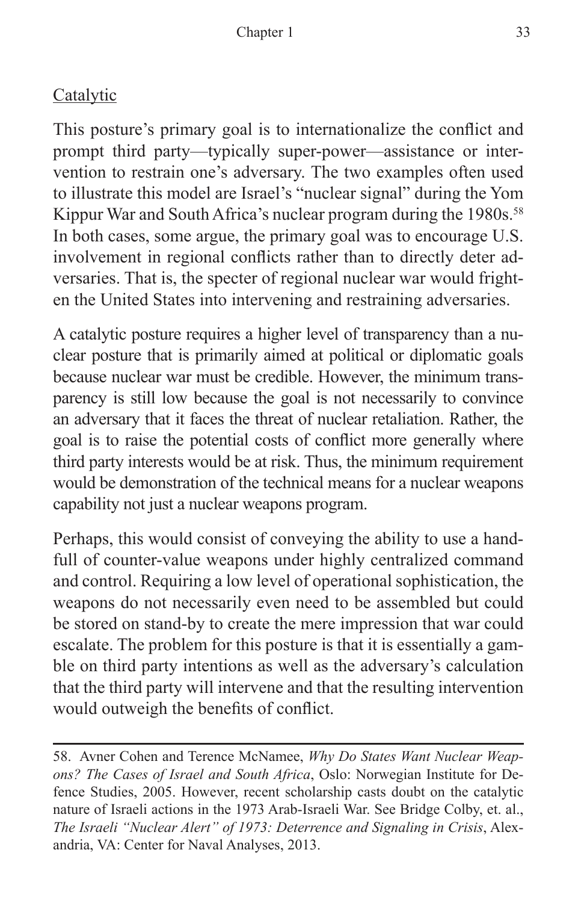Catalytic

This posture's primary goal is to internationalize the conflict and prompt third party—typically super-power—assistance or intervention to restrain one's adversary. The two examples often used to illustrate this model are Israel's "nuclear signal" during the Yom Kippur War and South Africa's nuclear program during the 1980s.[58] In both cases, some argue, the primary goal was to encourage U.S. involvement in regional conflicts rather than to directly deter adversaries. That is, the specter of regional nuclear war would frighten the United States into intervening and restraining adversaries.

A catalytic posture requires a higher level of transparency than a nuclear posture that is primarily aimed at political or diplomatic goals because nuclear war must be credible. However, the minimum transparency is still low because the goal is not necessarily to convince an adversary that it faces the threat of nuclear retaliation. Rather, the goal is to raise the potential costs of conflict more generally where third party interests would be at risk. Thus, the minimum requirement would be demonstration of the technical means for a nuclear weapons capability not just a nuclear weapons program.

Perhaps, this would consist of conveying the ability to use a handfull of counter-value weapons under highly centralized command and control. Requiring a low level of operational sophistication, the weapons do not necessarily even need to be assembled but could be stored on stand-by to create the mere impression that war could escalate. The problem for this posture is that it is essentially a gamble on third party intentions as well as the adversary's calculation that the third party will intervene and that the resulting intervention would outweigh the benefits of conflict.

---

58. Avner Cohen and Terence McNamee, *Why Do States Want Nuclear Weapons? The Cases of Israel and South Africa*, Oslo: Norwegian Institute for Defence Studies, 2005. However, recent scholarship casts doubt on the catalytic nature of Israeli actions in the 1973 Arab-Israeli War. See Bridge Colby, et. al., *The Israeli "Nuclear Alert" of 1973: Deterrence and Signaling in Crisis*, Alexandria, VA: Center for Naval Analyses, 2013.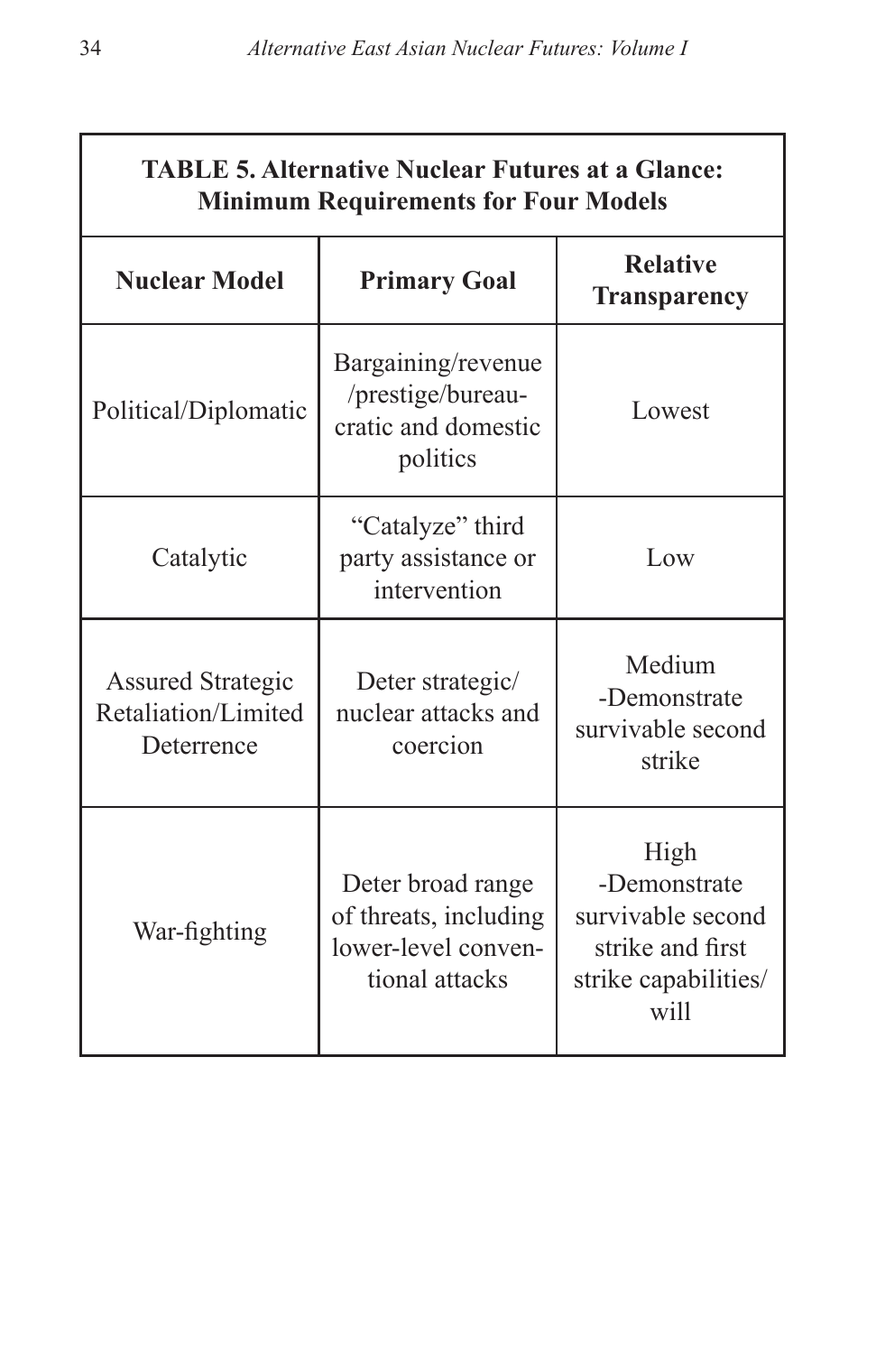**TABLE 5. Alternative Nuclear Futures at a Glance: Minimum Requirements for Four Models**

| Nuclear Model | Primary Goal | Relative Transparency |
|---|---|---|
| Political/Diplomatic | Bargaining/revenue /prestige/bureau-cratic and domestic politics | Lowest |
| Catalytic | "Catalyze" third party assistance or intervention | Low |
| Assured Strategic Retaliation/Limited Deterrence | Deter strategic/ nuclear attacks and coercion | Medium -Demonstrate survivable second strike |
| War-fighting | Deter broad range of threats, including lower-level conven-tional attacks | High -Demonstrate survivable second strike and first strike capabilities/ will |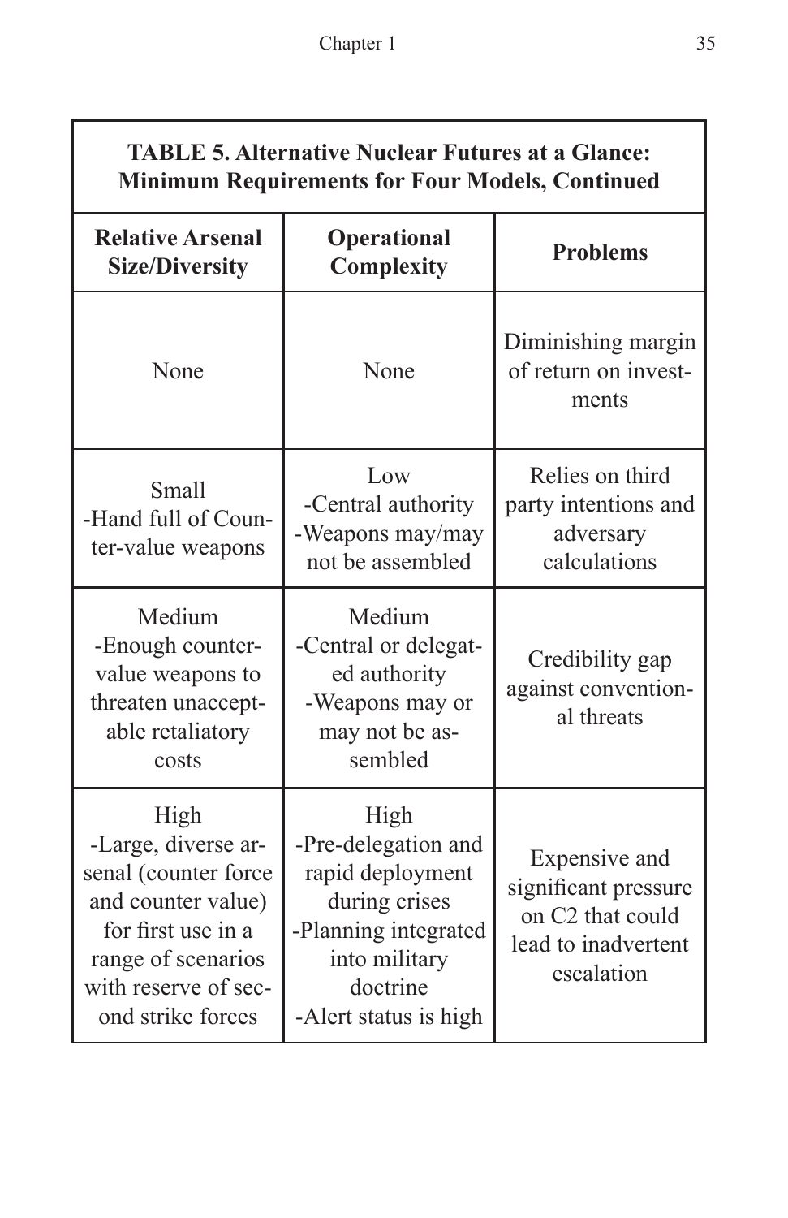**TABLE 5. Alternative Nuclear Futures at a Glance: Minimum Requirements for Four Models, Continued**

| Relative Arsenal Size/Diversity | Operational Complexity | Problems |
|---|---|---|
| None | None | Diminishing margin of return on investments |
| Small<br>-Hand full of Counter-value weapons | Low<br>-Central authority<br>-Weapons may/may not be assembled | Relies on third party intentions and adversary calculations |
| Medium<br>-Enough counter-value weapons to threaten unacceptable retaliatory costs | Medium<br>-Central or delegated authority<br>-Weapons may or may not be assembled | Credibility gap against conventional threats |
| High<br>-Large, diverse arsenal (counter force and counter value) for first use in a range of scenarios with reserve of second strike forces | High<br>-Pre-delegation and rapid deployment during crises<br>-Planning integrated into military doctrine<br>-Alert status is high | Expensive and significant pressure on C2 that could lead to inadvertent escalation |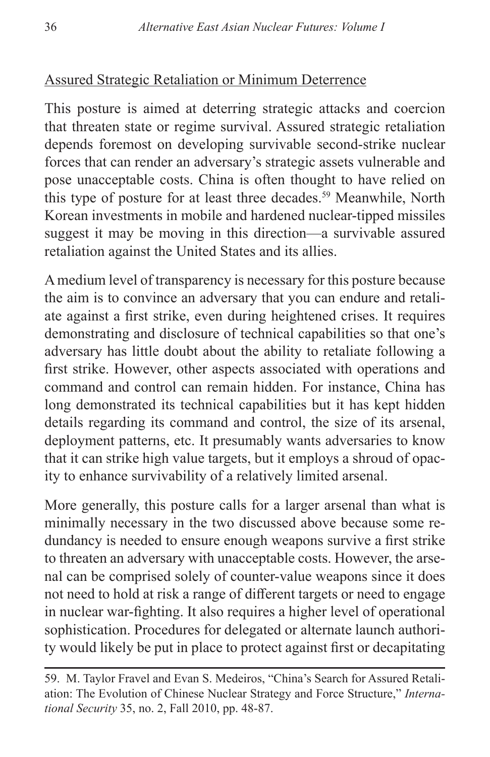<u>Assured Strategic Retaliation or Minimum Deterrence</u>

This posture is aimed at deterring strategic attacks and coercion that threaten state or regime survival. Assured strategic retaliation depends foremost on developing survivable second-strike nuclear forces that can render an adversary's strategic assets vulnerable and pose unacceptable costs. China is often thought to have relied on this type of posture for at least three decades.[59] Meanwhile, North Korean investments in mobile and hardened nuclear-tipped missiles suggest it may be moving in this direction—a survivable assured retaliation against the United States and its allies.

A medium level of transparency is necessary for this posture because the aim is to convince an adversary that you can endure and retaliate against a first strike, even during heightened crises. It requires demonstrating and disclosure of technical capabilities so that one's adversary has little doubt about the ability to retaliate following a first strike. However, other aspects associated with operations and command and control can remain hidden. For instance, China has long demonstrated its technical capabilities but it has kept hidden details regarding its command and control, the size of its arsenal, deployment patterns, etc. It presumably wants adversaries to know that it can strike high value targets, but it employs a shroud of opacity to enhance survivability of a relatively limited arsenal.

More generally, this posture calls for a larger arsenal than what is minimally necessary in the two discussed above because some redundancy is needed to ensure enough weapons survive a first strike to threaten an adversary with unacceptable costs. However, the arsenal can be comprised solely of counter-value weapons since it does not need to hold at risk a range of different targets or need to engage in nuclear war-fighting. It also requires a higher level of operational sophistication. Procedures for delegated or alternate launch authority would likely be put in place to protect against first or decapitating

---

59. M. Taylor Fravel and Evan S. Medeiros, "China's Search for Assured Retaliation: The Evolution of Chinese Nuclear Strategy and Force Structure," *International Security* 35, no. 2, Fall 2010, pp. 48-87.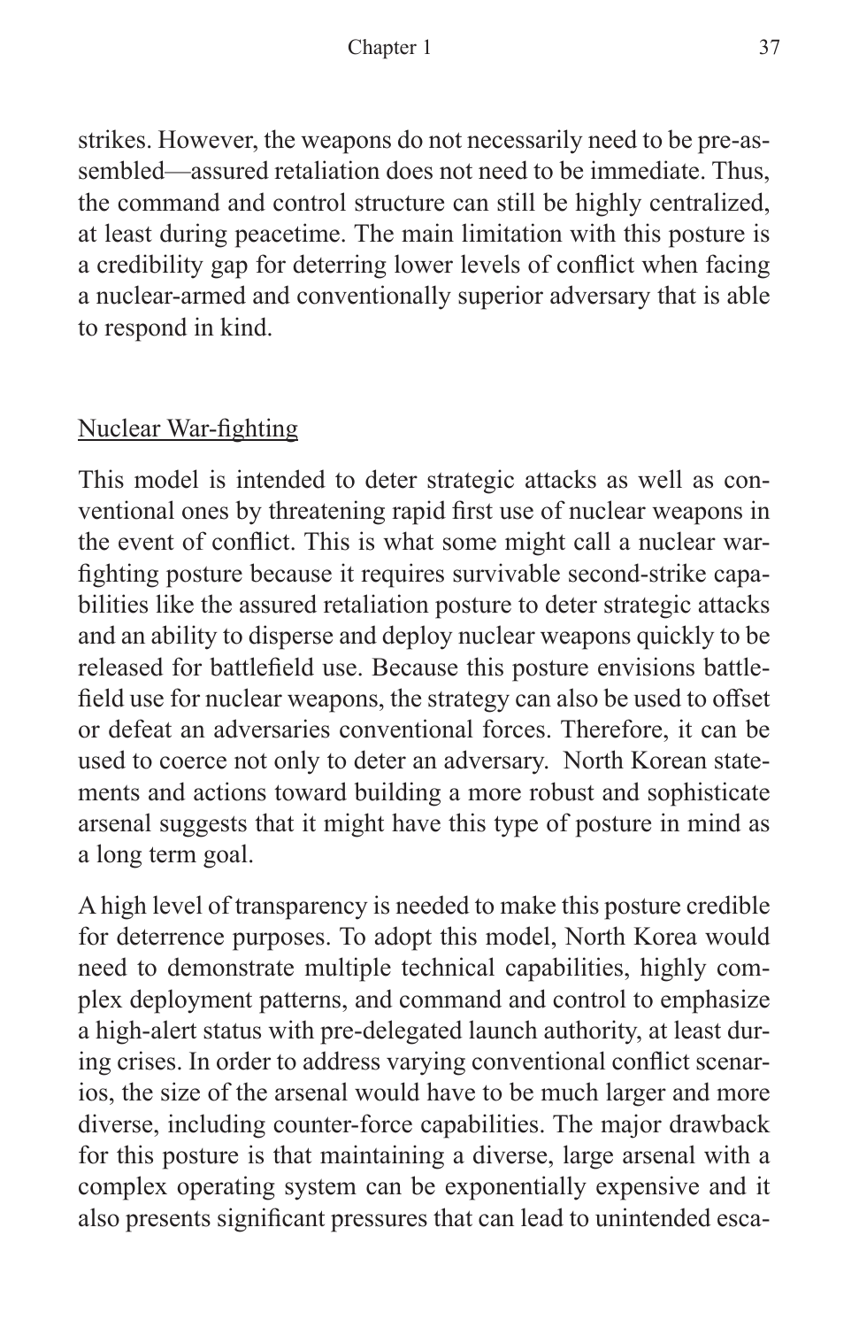strikes. However, the weapons do not necessarily need to be pre-assembled—assured retaliation does not need to be immediate. Thus, the command and control structure can still be highly centralized, at least during peacetime. The main limitation with this posture is a credibility gap for deterring lower levels of conflict when facing a nuclear-armed and conventionally superior adversary that is able to respond in kind.

### Nuclear War-fighting

This model is intended to deter strategic attacks as well as conventional ones by threatening rapid first use of nuclear weapons in the event of conflict. This is what some might call a nuclear war-fighting posture because it requires survivable second-strike capabilities like the assured retaliation posture to deter strategic attacks and an ability to disperse and deploy nuclear weapons quickly to be released for battlefield use. Because this posture envisions battlefield use for nuclear weapons, the strategy can also be used to offset or defeat an adversaries conventional forces. Therefore, it can be used to coerce not only to deter an adversary. North Korean statements and actions toward building a more robust and sophisticate arsenal suggests that it might have this type of posture in mind as a long term goal.

A high level of transparency is needed to make this posture credible for deterrence purposes. To adopt this model, North Korea would need to demonstrate multiple technical capabilities, highly complex deployment patterns, and command and control to emphasize a high-alert status with pre-delegated launch authority, at least during crises. In order to address varying conventional conflict scenarios, the size of the arsenal would have to be much larger and more diverse, including counter-force capabilities. The major drawback for this posture is that maintaining a diverse, large arsenal with a complex operating system can be exponentially expensive and it also presents significant pressures that can lead to unintended esca-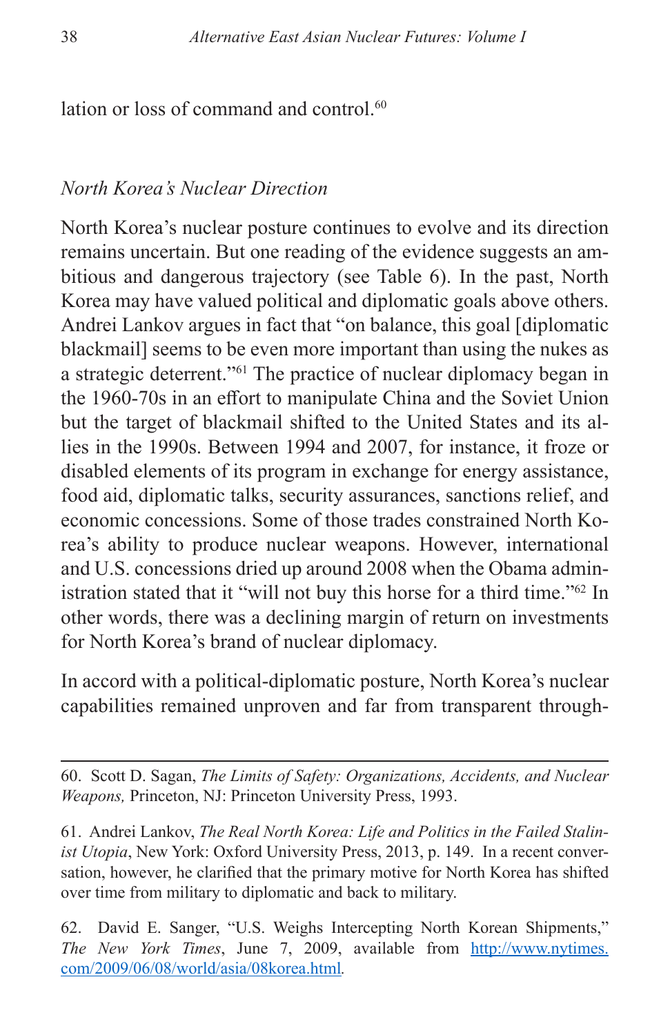lation or loss of command and control.[60]

*North Korea's Nuclear Direction*

North Korea's nuclear posture continues to evolve and its direction remains uncertain. But one reading of the evidence suggests an ambitious and dangerous trajectory (see Table 6). In the past, North Korea may have valued political and diplomatic goals above others. Andrei Lankov argues in fact that "on balance, this goal [diplomatic blackmail] seems to be even more important than using the nukes as a strategic deterrent."[61] The practice of nuclear diplomacy began in the 1960-70s in an effort to manipulate China and the Soviet Union but the target of blackmail shifted to the United States and its allies in the 1990s. Between 1994 and 2007, for instance, it froze or disabled elements of its program in exchange for energy assistance, food aid, diplomatic talks, security assurances, sanctions relief, and economic concessions. Some of those trades constrained North Korea's ability to produce nuclear weapons. However, international and U.S. concessions dried up around 2008 when the Obama administration stated that it "will not buy this horse for a third time."[62] In other words, there was a declining margin of return on investments for North Korea's brand of nuclear diplomacy.

In accord with a political-diplomatic posture, North Korea's nuclear capabilities remained unproven and far from transparent through-

---

60. Scott D. Sagan, *The Limits of Safety: Organizations, Accidents, and Nuclear Weapons,* Princeton, NJ: Princeton University Press, 1993.

61. Andrei Lankov, *The Real North Korea: Life and Politics in the Failed Stalinist Utopia*, New York: Oxford University Press, 2013, p. 149. In a recent conversation, however, he clarified that the primary motive for North Korea has shifted over time from military to diplomatic and back to military.

62. David E. Sanger, "U.S. Weighs Intercepting North Korean Shipments," *The New York Times*, June 7, 2009, available from http://www.nytimes.com/2009/06/08/world/asia/08korea.html.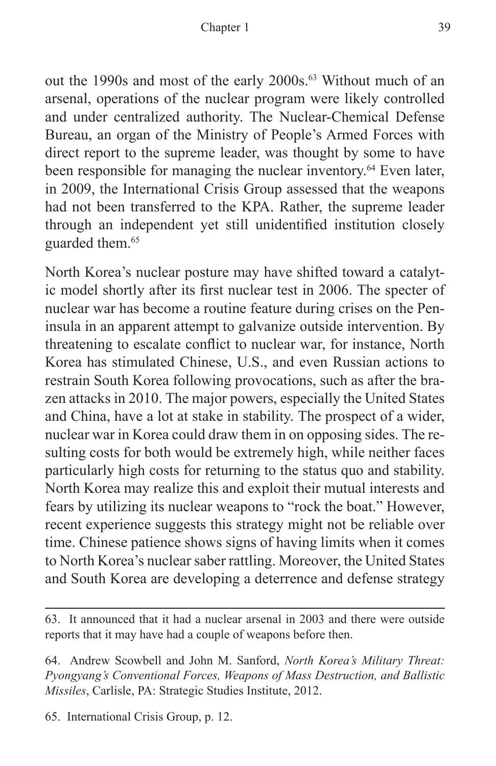out the 1990s and most of the early 2000s.[63] Without much of an arsenal, operations of the nuclear program were likely controlled and under centralized authority. The Nuclear-Chemical Defense Bureau, an organ of the Ministry of People's Armed Forces with direct report to the supreme leader, was thought by some to have been responsible for managing the nuclear inventory.[64] Even later, in 2009, the International Crisis Group assessed that the weapons had not been transferred to the KPA. Rather, the supreme leader through an independent yet still unidentified institution closely guarded them.[65]

North Korea's nuclear posture may have shifted toward a catalytic model shortly after its first nuclear test in 2006. The specter of nuclear war has become a routine feature during crises on the Peninsula in an apparent attempt to galvanize outside intervention. By threatening to escalate conflict to nuclear war, for instance, North Korea has stimulated Chinese, U.S., and even Russian actions to restrain South Korea following provocations, such as after the brazen attacks in 2010. The major powers, especially the United States and China, have a lot at stake in stability. The prospect of a wider, nuclear war in Korea could draw them in on opposing sides. The resulting costs for both would be extremely high, while neither faces particularly high costs for returning to the status quo and stability. North Korea may realize this and exploit their mutual interests and fears by utilizing its nuclear weapons to "rock the boat." However, recent experience suggests this strategy might not be reliable over time. Chinese patience shows signs of having limits when it comes to North Korea's nuclear saber rattling. Moreover, the United States and South Korea are developing a deterrence and defense strategy

---

63. It announced that it had a nuclear arsenal in 2003 and there were outside reports that it may have had a couple of weapons before then.

64. Andrew Scowbell and John M. Sanford, *North Korea's Military Threat: Pyongyang's Conventional Forces, Weapons of Mass Destruction, and Ballistic Missiles*, Carlisle, PA: Strategic Studies Institute, 2012.

65. International Crisis Group, p. 12.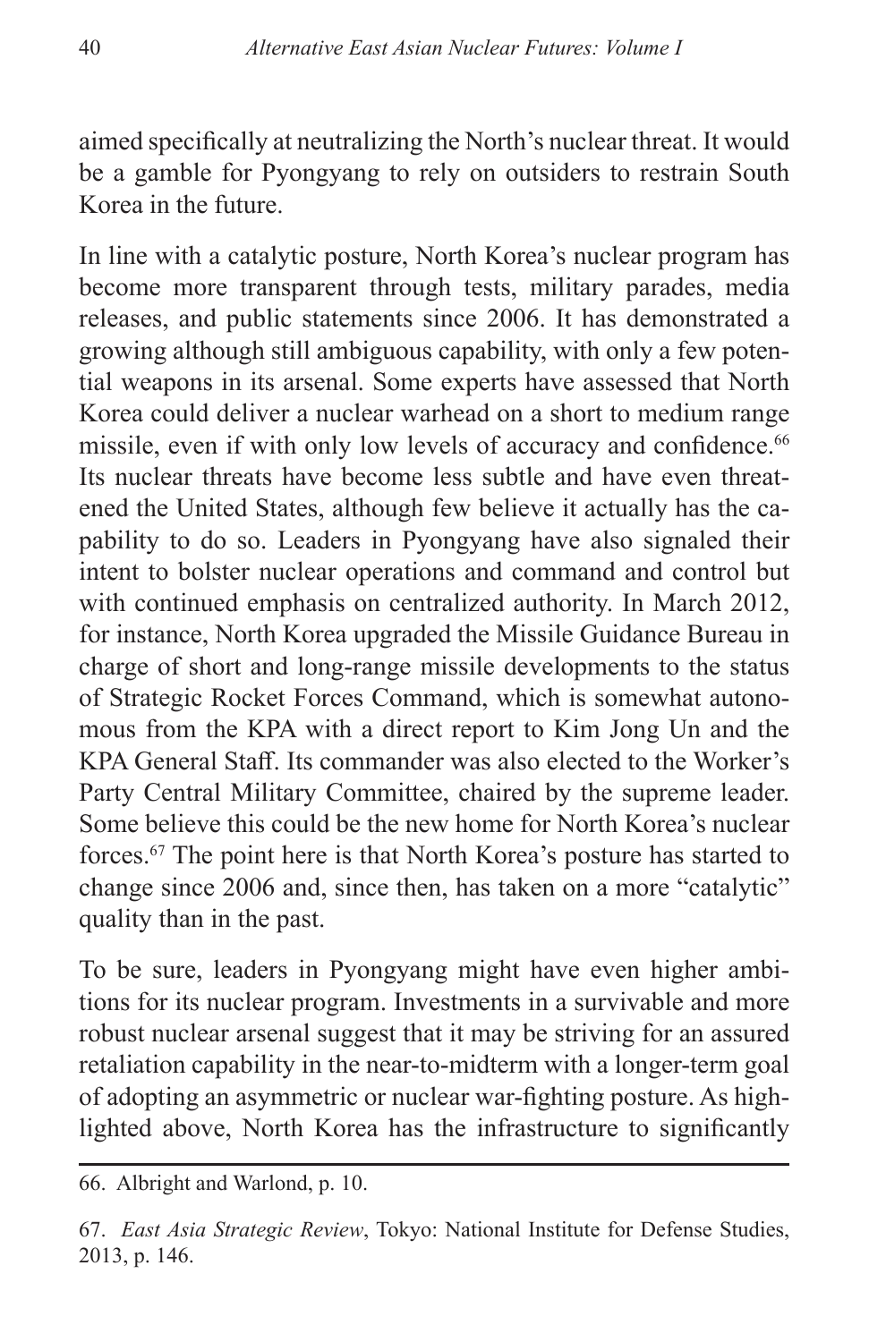aimed specifically at neutralizing the North's nuclear threat. It would be a gamble for Pyongyang to rely on outsiders to restrain South Korea in the future.

In line with a catalytic posture, North Korea's nuclear program has become more transparent through tests, military parades, media releases, and public statements since 2006. It has demonstrated a growing although still ambiguous capability, with only a few potential weapons in its arsenal. Some experts have assessed that North Korea could deliver a nuclear warhead on a short to medium range missile, even if with only low levels of accuracy and confidence.[66] Its nuclear threats have become less subtle and have even threatened the United States, although few believe it actually has the capability to do so. Leaders in Pyongyang have also signaled their intent to bolster nuclear operations and command and control but with continued emphasis on centralized authority. In March 2012, for instance, North Korea upgraded the Missile Guidance Bureau in charge of short and long-range missile developments to the status of Strategic Rocket Forces Command, which is somewhat autonomous from the KPA with a direct report to Kim Jong Un and the KPA General Staff. Its commander was also elected to the Worker's Party Central Military Committee, chaired by the supreme leader. Some believe this could be the new home for North Korea's nuclear forces.[67] The point here is that North Korea's posture has started to change since 2006 and, since then, has taken on a more "catalytic" quality than in the past.

To be sure, leaders in Pyongyang might have even higher ambitions for its nuclear program. Investments in a survivable and more robust nuclear arsenal suggest that it may be striving for an assured retaliation capability in the near-to-midterm with a longer-term goal of adopting an asymmetric or nuclear war-fighting posture. As highlighted above, North Korea has the infrastructure to significantly

---

66. Albright and Warlond, p. 10.

67. *East Asia Strategic Review*, Tokyo: National Institute for Defense Studies, 2013, p. 146.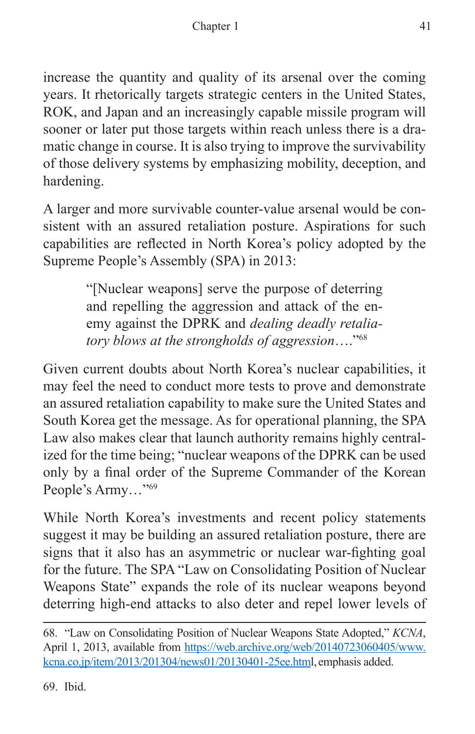increase the quantity and quality of its arsenal over the coming years. It rhetorically targets strategic centers in the United States, ROK, and Japan and an increasingly capable missile program will sooner or later put those targets within reach unless there is a dramatic change in course. It is also trying to improve the survivability of those delivery systems by emphasizing mobility, deception, and hardening.

A larger and more survivable counter-value arsenal would be consistent with an assured retaliation posture. Aspirations for such capabilities are reflected in North Korea's policy adopted by the Supreme People's Assembly (SPA) in 2013:

> "[Nuclear weapons] serve the purpose of deterring and repelling the aggression and attack of the enemy against the DPRK and *dealing deadly retaliatory blows at the strongholds of aggression*…."[68]

Given current doubts about North Korea's nuclear capabilities, it may feel the need to conduct more tests to prove and demonstrate an assured retaliation capability to make sure the United States and South Korea get the message. As for operational planning, the SPA Law also makes clear that launch authority remains highly centralized for the time being; "nuclear weapons of the DPRK can be used only by a final order of the Supreme Commander of the Korean People's Army…"[69]

While North Korea's investments and recent policy statements suggest it may be building an assured retaliation posture, there are signs that it also has an asymmetric or nuclear war-fighting goal for the future. The SPA "Law on Consolidating Position of Nuclear Weapons State" expands the role of its nuclear weapons beyond deterring high-end attacks to also deter and repel lower levels of

---

68. "Law on Consolidating Position of Nuclear Weapons State Adopted," *KCNA*, April 1, 2013, available from https://web.archive.org/web/20140723060405/www.kcna.co.jp/item/2013/201304/news01/20130401-25ee.html, emphasis added.

69. Ibid.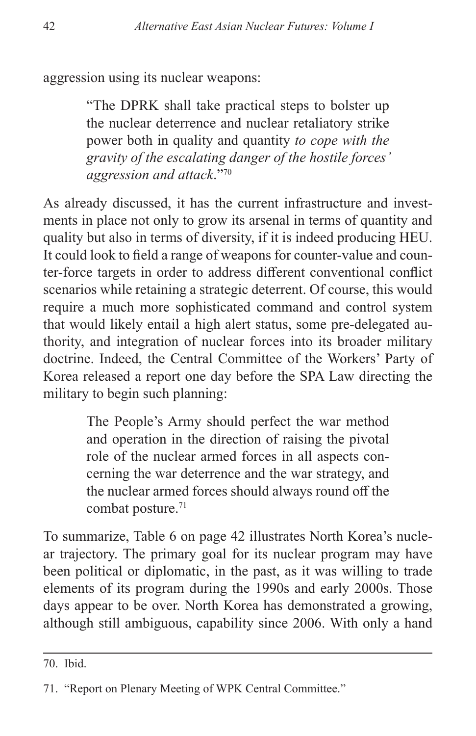aggression using its nuclear weapons:

> "The DPRK shall take practical steps to bolster up the nuclear deterrence and nuclear retaliatory strike power both in quality and quantity *to cope with the gravity of the escalating danger of the hostile forces' aggression and attack*."[70]

As already discussed, it has the current infrastructure and investments in place not only to grow its arsenal in terms of quantity and quality but also in terms of diversity, if it is indeed producing HEU. It could look to field a range of weapons for counter-value and counter-force targets in order to address different conventional conflict scenarios while retaining a strategic deterrent. Of course, this would require a much more sophisticated command and control system that would likely entail a high alert status, some pre-delegated authority, and integration of nuclear forces into its broader military doctrine. Indeed, the Central Committee of the Workers' Party of Korea released a report one day before the SPA Law directing the military to begin such planning:

> The People's Army should perfect the war method and operation in the direction of raising the pivotal role of the nuclear armed forces in all aspects concerning the war deterrence and the war strategy, and the nuclear armed forces should always round off the combat posture.[71]

To summarize, Table 6 on page 42 illustrates North Korea's nuclear trajectory. The primary goal for its nuclear program may have been political or diplomatic, in the past, as it was willing to trade elements of its program during the 1990s and early 2000s. Those days appear to be over. North Korea has demonstrated a growing, although still ambiguous, capability since 2006. With only a hand

---

70. Ibid.

71. "Report on Plenary Meeting of WPK Central Committee."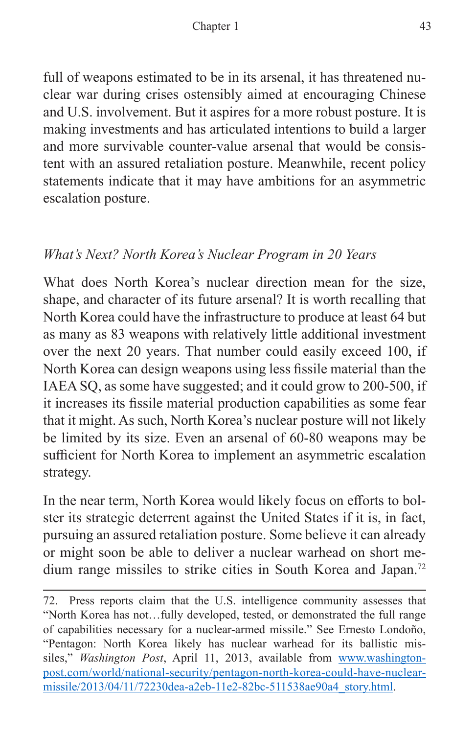full of weapons estimated to be in its arsenal, it has threatened nuclear war during crises ostensibly aimed at encouraging Chinese and U.S. involvement. But it aspires for a more robust posture. It is making investments and has articulated intentions to build a larger and more survivable counter-value arsenal that would be consistent with an assured retaliation posture. Meanwhile, recent policy statements indicate that it may have ambitions for an asymmetric escalation posture.

### *What's Next? North Korea's Nuclear Program in 20 Years*

What does North Korea's nuclear direction mean for the size, shape, and character of its future arsenal? It is worth recalling that North Korea could have the infrastructure to produce at least 64 but as many as 83 weapons with relatively little additional investment over the next 20 years. That number could easily exceed 100, if North Korea can design weapons using less fissile material than the IAEA SQ, as some have suggested; and it could grow to 200-500, if it increases its fissile material production capabilities as some fear that it might. As such, North Korea's nuclear posture will not likely be limited by its size. Even an arsenal of 60-80 weapons may be sufficient for North Korea to implement an asymmetric escalation strategy.

In the near term, North Korea would likely focus on efforts to bolster its strategic deterrent against the United States if it is, in fact, pursuing an assured retaliation posture. Some believe it can already or might soon be able to deliver a nuclear warhead on short medium range missiles to strike cities in South Korea and Japan.[72]

---

72. Press reports claim that the U.S. intelligence community assesses that "North Korea has not…fully developed, tested, or demonstrated the full range of capabilities necessary for a nuclear-armed missile." See Ernesto Londoño, "Pentagon: North Korea likely has nuclear warhead for its ballistic missiles," *Washington Post*, April 11, 2013, available from [www.washingtonpost.com/world/national-security/pentagon-north-korea-could-have-nuclear-missile/2013/04/11/72230dea-a2eb-11e2-82bc-511538ae90a4_story.html](www.washingtonpost.com/world/national-security/pentagon-north-korea-could-have-nuclear-missile/2013/04/11/72230dea-a2eb-11e2-82bc-511538ae90a4_story.html).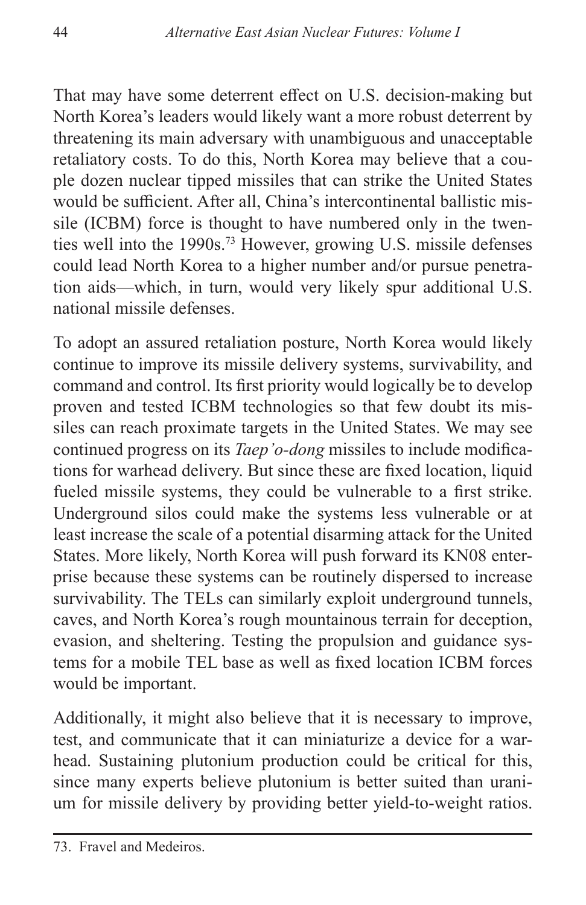That may have some deterrent effect on U.S. decision-making but North Korea's leaders would likely want a more robust deterrent by threatening its main adversary with unambiguous and unacceptable retaliatory costs. To do this, North Korea may believe that a couple dozen nuclear tipped missiles that can strike the United States would be sufficient. After all, China's intercontinental ballistic missile (ICBM) force is thought to have numbered only in the twenties well into the 1990s.[73] However, growing U.S. missile defenses could lead North Korea to a higher number and/or pursue penetration aids—which, in turn, would very likely spur additional U.S. national missile defenses.

To adopt an assured retaliation posture, North Korea would likely continue to improve its missile delivery systems, survivability, and command and control. Its first priority would logically be to develop proven and tested ICBM technologies so that few doubt its missiles can reach proximate targets in the United States. We may see continued progress on its *Taep'o-dong* missiles to include modifications for warhead delivery. But since these are fixed location, liquid fueled missile systems, they could be vulnerable to a first strike. Underground silos could make the systems less vulnerable or at least increase the scale of a potential disarming attack for the United States. More likely, North Korea will push forward its KN08 enterprise because these systems can be routinely dispersed to increase survivability. The TELs can similarly exploit underground tunnels, caves, and North Korea's rough mountainous terrain for deception, evasion, and sheltering. Testing the propulsion and guidance systems for a mobile TEL base as well as fixed location ICBM forces would be important.

Additionally, it might also believe that it is necessary to improve, test, and communicate that it can miniaturize a device for a warhead. Sustaining plutonium production could be critical for this, since many experts believe plutonium is better suited than uranium for missile delivery by providing better yield-to-weight ratios.

---

73. Fravel and Medeiros.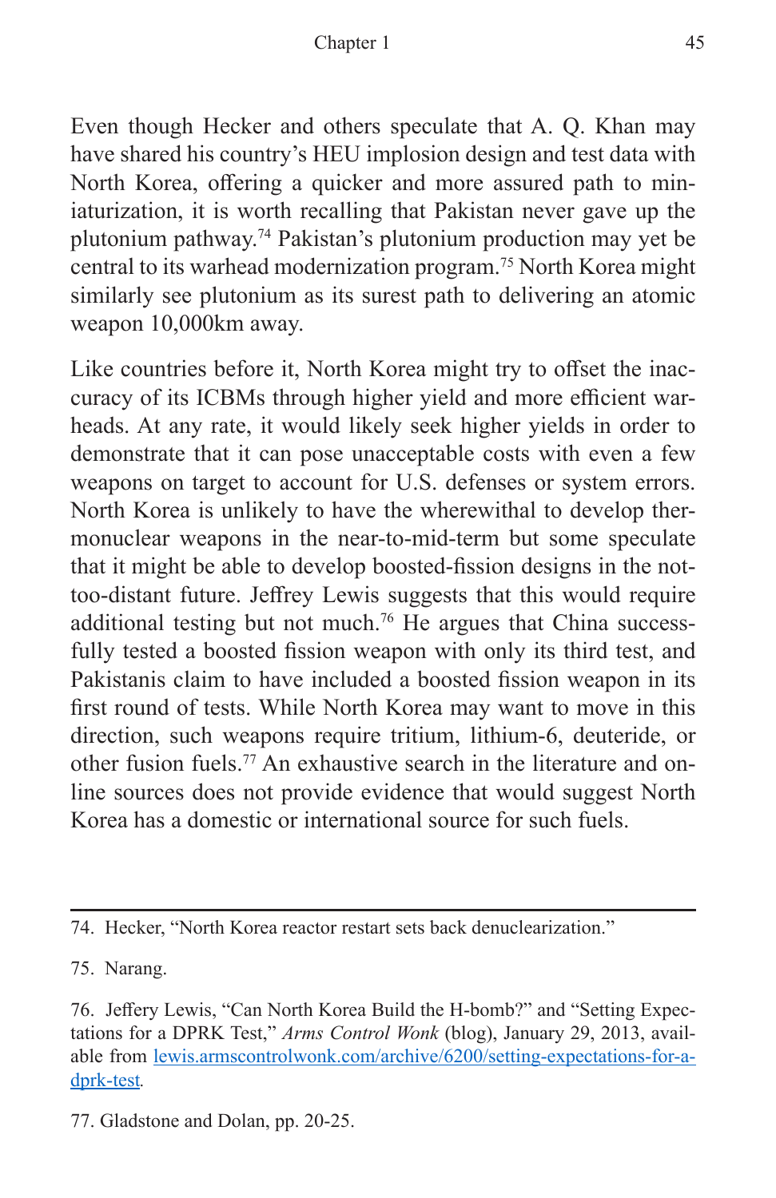Even though Hecker and others speculate that A. Q. Khan may have shared his country's HEU implosion design and test data with North Korea, offering a quicker and more assured path to miniaturization, it is worth recalling that Pakistan never gave up the plutonium pathway.[74] Pakistan's plutonium production may yet be central to its warhead modernization program.[75] North Korea might similarly see plutonium as its surest path to delivering an atomic weapon 10,000km away.

Like countries before it, North Korea might try to offset the inaccuracy of its ICBMs through higher yield and more efficient warheads. At any rate, it would likely seek higher yields in order to demonstrate that it can pose unacceptable costs with even a few weapons on target to account for U.S. defenses or system errors. North Korea is unlikely to have the wherewithal to develop thermonuclear weapons in the near-to-mid-term but some speculate that it might be able to develop boosted-fission designs in the not-too-distant future. Jeffrey Lewis suggests that this would require additional testing but not much.[76] He argues that China successfully tested a boosted fission weapon with only its third test, and Pakistanis claim to have included a boosted fission weapon in its first round of tests. While North Korea may want to move in this direction, such weapons require tritium, lithium-6, deuteride, or other fusion fuels.[77] An exhaustive search in the literature and online sources does not provide evidence that would suggest North Korea has a domestic or international source for such fuels.

---

74. Hecker, "North Korea reactor restart sets back denuclearization."

75. Narang.

76. Jeffery Lewis, "Can North Korea Build the H-bomb?" and "Setting Expectations for a DPRK Test," *Arms Control Wonk* (blog), January 29, 2013, available from [lewis.armscontrolwonk.com/archive/6200/setting-expectations-for-a-dprk-test](lewis.armscontrolwonk.com/archive/6200/setting-expectations-for-a-dprk-test).

77. Gladstone and Dolan, pp. 20-25.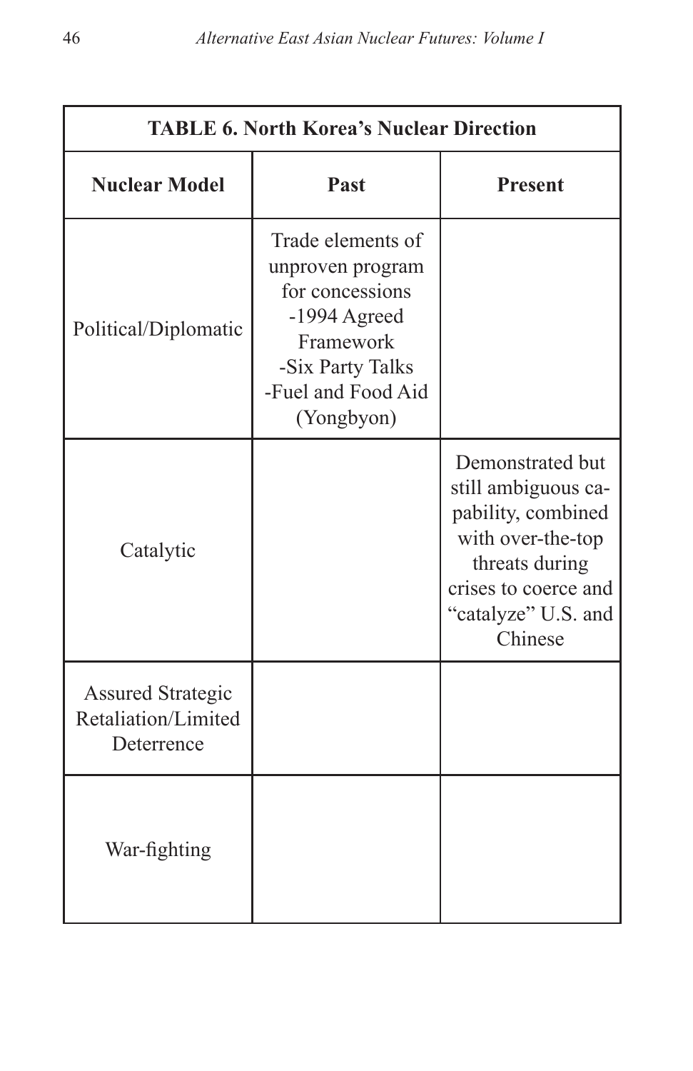**TABLE 6. North Korea's Nuclear Direction**

| Nuclear Model | Past | Present |
| --- | --- | --- |
| Political/Diplomatic | Trade elements of unproven program for concessions -1994 Agreed Framework -Six Party Talks -Fuel and Food Aid (Yongbyon) | |
| Catalytic | | Demonstrated but still ambiguous capability, combined with over-the-top threats during crises to coerce and "catalyze" U.S. and Chinese |
| Assured Strategic Retaliation/Limited Deterrence | | |
| War-fighting | | |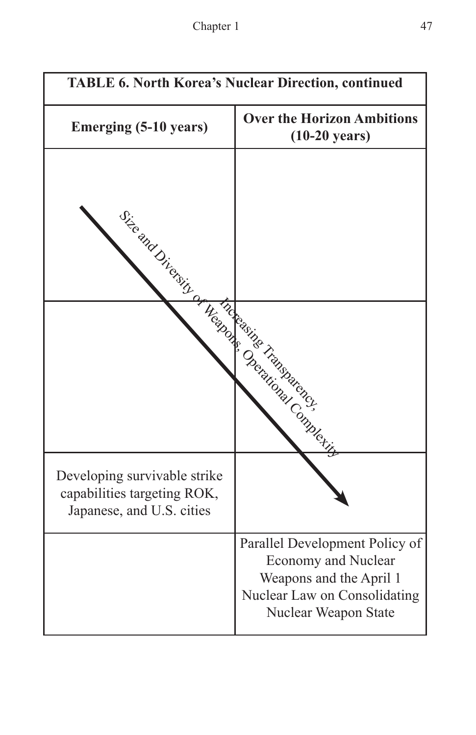| TABLE 6. North Korea's Nuclear Direction, continued | |
|---|---|
| **Emerging (5-10 years)** | **Over the Horizon Ambitions (10-20 years)** |
| | |
| | |
| Developing survivable strike capabilities targeting ROK, Japanese, and U.S. cities | |
| | Parallel Development Policy of Economy and Nuclear Weapons and the April 1 Nuclear Law on Consolidating Nuclear Weapon State |

Size and Diversity of Weapons, Operational Complexity

Increasing Transparency,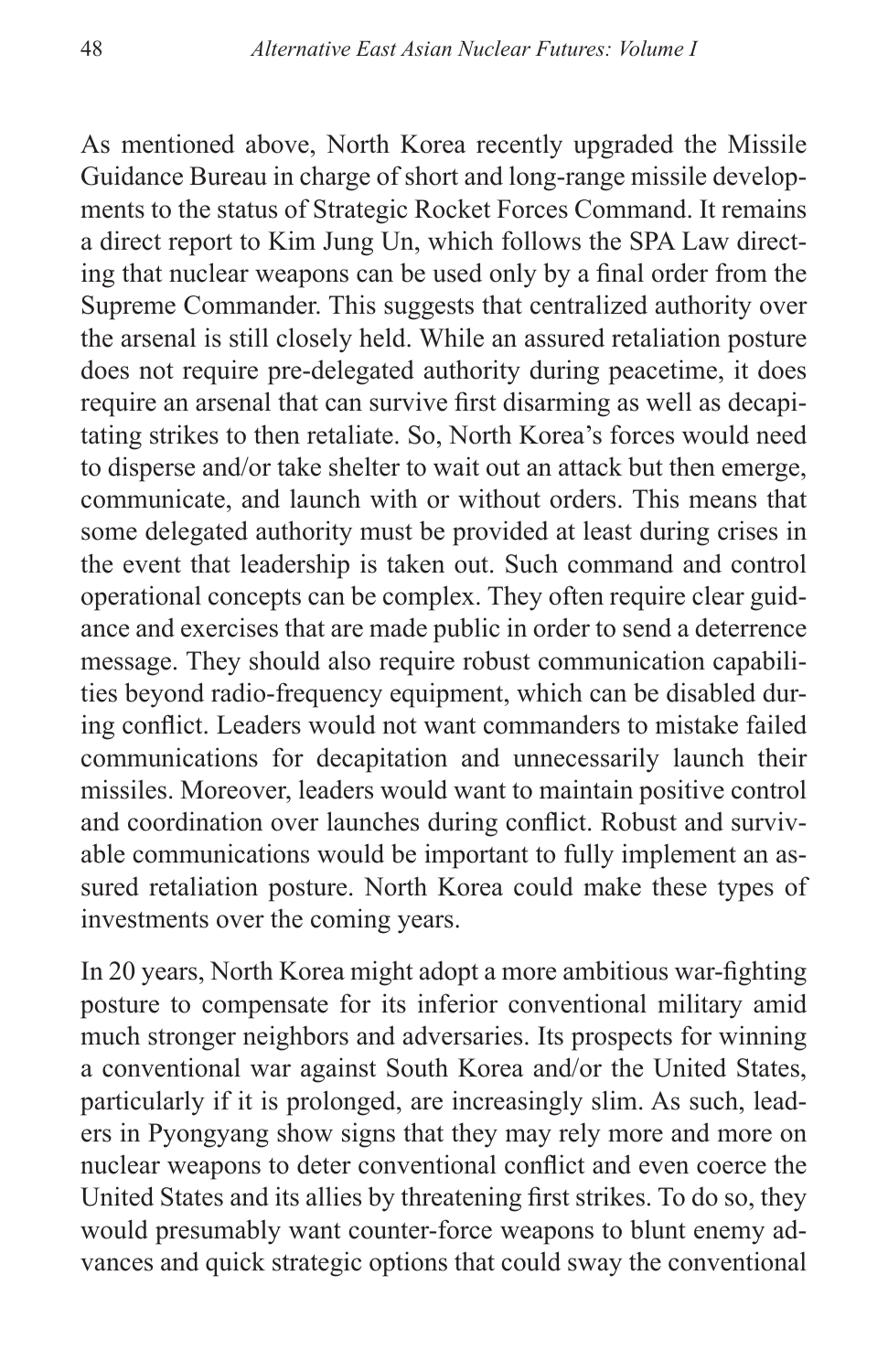As mentioned above, North Korea recently upgraded the Missile Guidance Bureau in charge of short and long-range missile developments to the status of Strategic Rocket Forces Command. It remains a direct report to Kim Jung Un, which follows the SPA Law directing that nuclear weapons can be used only by a final order from the Supreme Commander. This suggests that centralized authority over the arsenal is still closely held. While an assured retaliation posture does not require pre-delegated authority during peacetime, it does require an arsenal that can survive first disarming as well as decapitating strikes to then retaliate. So, North Korea's forces would need to disperse and/or take shelter to wait out an attack but then emerge, communicate, and launch with or without orders. This means that some delegated authority must be provided at least during crises in the event that leadership is taken out. Such command and control operational concepts can be complex. They often require clear guidance and exercises that are made public in order to send a deterrence message. They should also require robust communication capabilities beyond radio-frequency equipment, which can be disabled during conflict. Leaders would not want commanders to mistake failed communications for decapitation and unnecessarily launch their missiles. Moreover, leaders would want to maintain positive control and coordination over launches during conflict. Robust and survivable communications would be important to fully implement an assured retaliation posture. North Korea could make these types of investments over the coming years.

In 20 years, North Korea might adopt a more ambitious war-fighting posture to compensate for its inferior conventional military amid much stronger neighbors and adversaries. Its prospects for winning a conventional war against South Korea and/or the United States, particularly if it is prolonged, are increasingly slim. As such, leaders in Pyongyang show signs that they may rely more and more on nuclear weapons to deter conventional conflict and even coerce the United States and its allies by threatening first strikes. To do so, they would presumably want counter-force weapons to blunt enemy advances and quick strategic options that could sway the conventional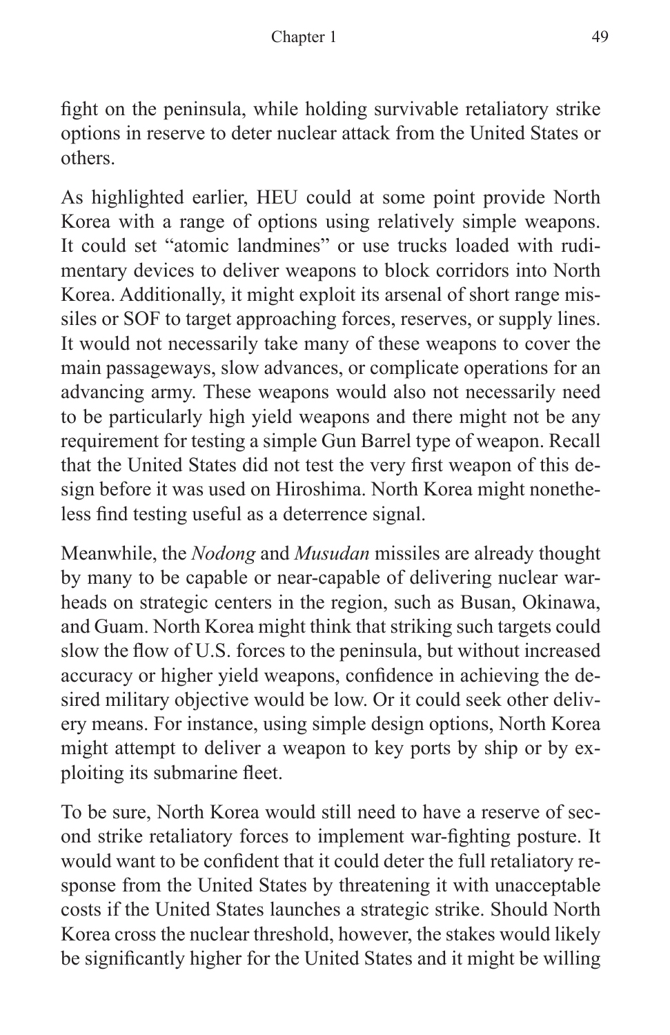fight on the peninsula, while holding survivable retaliatory strike options in reserve to deter nuclear attack from the United States or others.

As highlighted earlier, HEU could at some point provide North Korea with a range of options using relatively simple weapons. It could set "atomic landmines" or use trucks loaded with rudimentary devices to deliver weapons to block corridors into North Korea. Additionally, it might exploit its arsenal of short range missiles or SOF to target approaching forces, reserves, or supply lines. It would not necessarily take many of these weapons to cover the main passageways, slow advances, or complicate operations for an advancing army. These weapons would also not necessarily need to be particularly high yield weapons and there might not be any requirement for testing a simple Gun Barrel type of weapon. Recall that the United States did not test the very first weapon of this design before it was used on Hiroshima. North Korea might nonetheless find testing useful as a deterrence signal.

Meanwhile, the *Nodong* and *Musudan* missiles are already thought by many to be capable or near-capable of delivering nuclear warheads on strategic centers in the region, such as Busan, Okinawa, and Guam. North Korea might think that striking such targets could slow the flow of U.S. forces to the peninsula, but without increased accuracy or higher yield weapons, confidence in achieving the desired military objective would be low. Or it could seek other delivery means. For instance, using simple design options, North Korea might attempt to deliver a weapon to key ports by ship or by exploiting its submarine fleet.

To be sure, North Korea would still need to have a reserve of second strike retaliatory forces to implement war-fighting posture. It would want to be confident that it could deter the full retaliatory response from the United States by threatening it with unacceptable costs if the United States launches a strategic strike. Should North Korea cross the nuclear threshold, however, the stakes would likely be significantly higher for the United States and it might be willing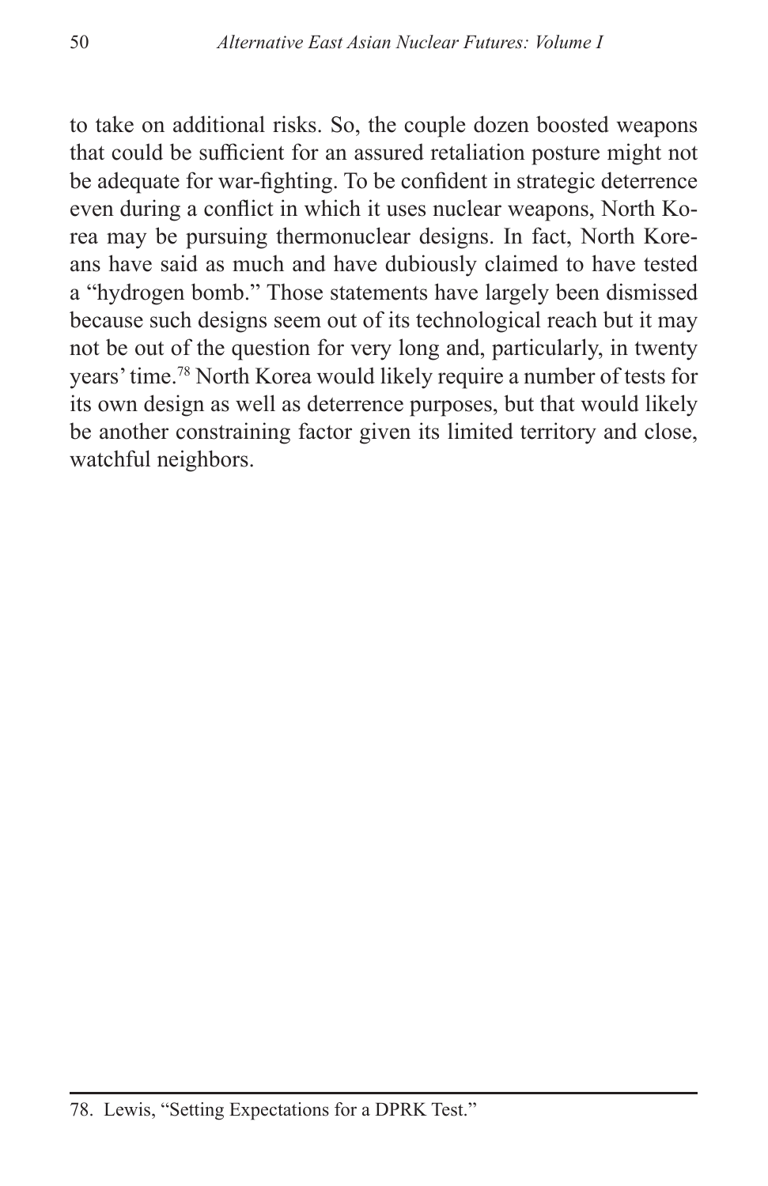to take on additional risks. So, the couple dozen boosted weapons that could be sufficient for an assured retaliation posture might not be adequate for war-fighting. To be confident in strategic deterrence even during a conflict in which it uses nuclear weapons, North Korea may be pursuing thermonuclear designs. In fact, North Koreans have said as much and have dubiously claimed to have tested a "hydrogen bomb." Those statements have largely been dismissed because such designs seem out of its technological reach but it may not be out of the question for very long and, particularly, in twenty years' time.[78] North Korea would likely require a number of tests for its own design as well as deterrence purposes, but that would likely be another constraining factor given its limited territory and close, watchful neighbors.

---

78. Lewis, "Setting Expectations for a DPRK Test."